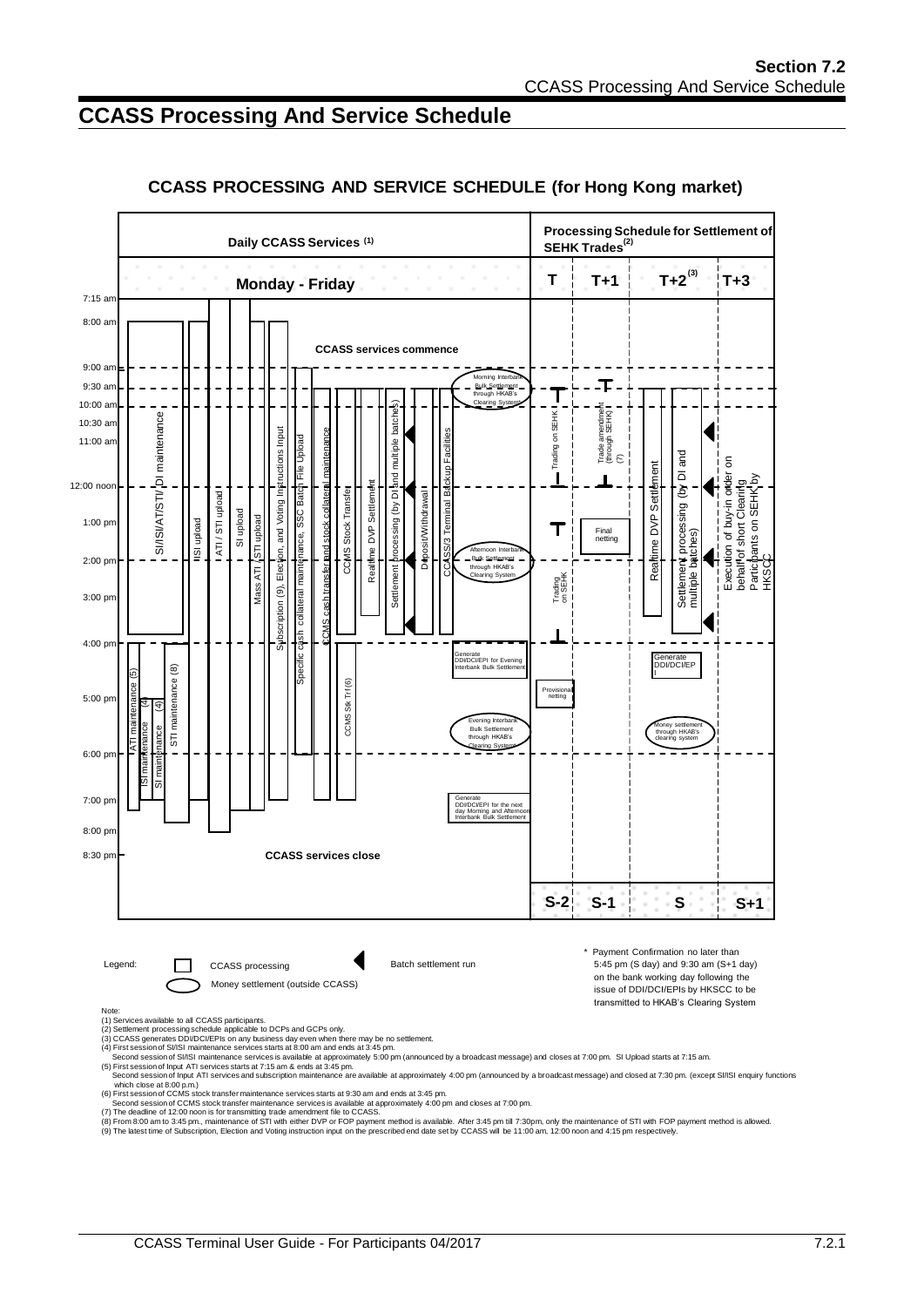# CCASS Processing And Service Schedule

## CCASS PROCESSING AND SERVICE SCHEDULE (for Hong Kong market)

**Daily CCASS Services (1)** — Monday - Friday

**Processing Schedule for Settlement of SEHK Trades (2)** — T | T+1 | T+2 (3) | T+3

7:15 am, 8:00 am, 9:00 am, 9:30 am, 10:00 am, 10:30 am, 11:00 am, 12:00 noon, 1:00 pm, 2:00 pm, 3:00 pm, 4:00 pm, 5:00 pm, 6:00 pm, 7:00 pm, 8:00 pm, 8:30 pm

CCASS services commence

SI/ISI/ATI/STI/DI maintenance

ISI upload

ATI / STI upload

SI upload

Mass ATI / STI upload

Subscription (9), Election, and Voting Instructions Input

Specific cash collateral maintenance, SSC Batch File Upload

CCMS cash transfer and stock collateral maintenance

CCMS Stock Transfer

Realtime DVP Settlement

Settlement processing (by DI and multiple batches)

Deposit/Withdrawal

CCASS/3 Terminal Backup Facilities

Morning Interbank Bulk Settlement through HKAB's Clearing System

Afternoon Interbank Bulk Settlement through HKAB's Clearing System

Generate DDI/DCI/EPI for Evening Interbank Bulk Settlement

Evening Interbank Bulk Settlement through HKAB's Clearing System

Generate DDI/DCI/EPI for the next day Morning and Afternoon Interbank Bulk Settlement

ATI maintenance (5)

ISI maintenance (4)

SI maintenance (4)

STI maintenance (8)

CCMS Stk Trf (6)

CCASS services close

Trading on SEHK

Trading on SEHK

Provisional netting

Trade amendment (through SEHK) (7)

Final netting

Realtime DVP Settlement

Settlement processing (by DI and multiple batches)

Generate DDI/DCI/EPI

Money settlement through HKAB's clearing system

Execution of buy-in order on behalf of short Clearing Participants on SEHK by HKSCC

S-2 | S-1 | S | S+1

Legend: CCASS processing — Batch settlement run — Money settlement (outside CCASS)

\* Payment Confirmation no later than 5:45 pm (S day) and 9:30 am (S+1 day) on the bank working day following the issue of DDI/DCI/EPIs by HKSCC to be transmitted to HKAB's Clearing System

Note:

(1) Services available to all CCASS participants.
(2) Settlement processing schedule applicable to DCPs and GCPs only.
(3) CCASS generates DDI/DCI/EPIs on any business day even when there may be no settlement.
(4) First session of SI/ISI maintenance services starts at 8:00 am and ends at 3:45 pm.
Second session of SI/ISI maintenance services is available at approximately 5:00 pm (announced by a broadcast message) and closes at 7:00 pm. SI Upload starts at 7:15 am.
(5) First session of Input ATI services starts at 7:15 am & ends at 3:45 pm.
Second session of Input ATI services and subscription maintenance are available at approximately 4:00 pm (announced by a broadcast message) and closed at 7:30 pm. (except SI/ISI enquiry functions which close at 8:00 p.m.)
(6) First session of CCMS stock transfer maintenance services starts at 9:30 am and ends at 3:45 pm.
Second session of CCMS stock transfer maintenance services is available at approximately 4:00 pm and closes at 7:00 pm.
(7) The deadline of 12:00 noon is for transmitting trade amendment file to CCASS.
(8) From 8:00 am to 3:45 pm., maintenance of STI with either DVP or FOP payment method is available. After 3:45 pm till 7:30pm, only the maintenance of STI with FOP payment method is allowed.
(9) The latest time of Subscription, Election and Voting instruction input on the prescribed end date set by CCASS will be 11:00 am, 12:00 noon and 4:15 pm respectively.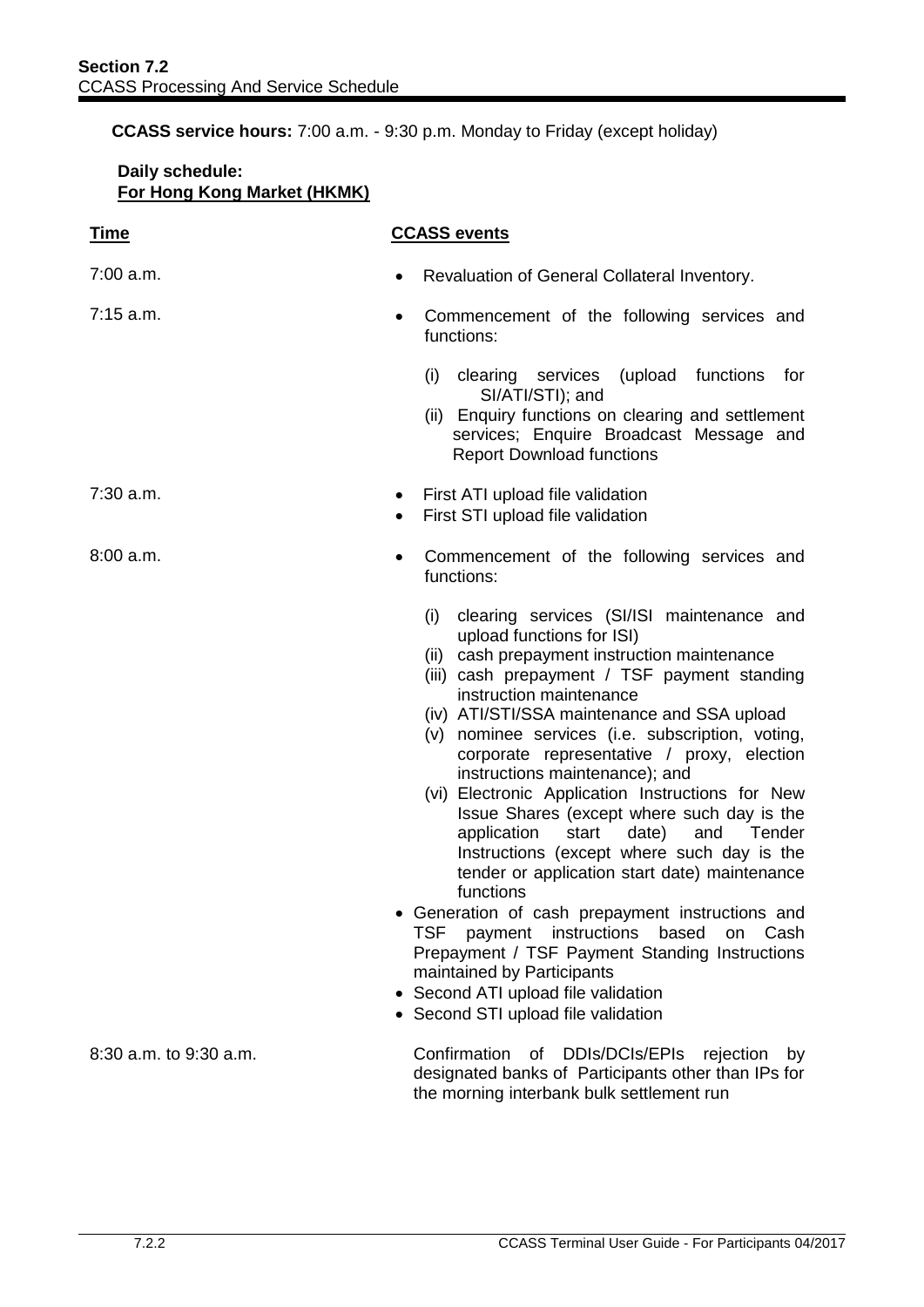**CCASS service hours:** 7:00 a.m. - 9:30 p.m. Monday to Friday (except holiday)

**Daily schedule:**
**For Hong Kong Market (HKMK)**

| Time | CCASS events |
|---|---|
| 7:00 a.m. | • Revaluation of General Collateral Inventory. |
| 7:15 a.m. | • Commencement of the following services and functions:<br><br>(i) clearing services (upload functions for SI/ATI/STI); and<br>(ii) Enquiry functions on clearing and settlement services; Enquire Broadcast Message and Report Download functions |
| 7:30 a.m. | • First ATI upload file validation<br>• First STI upload file validation |
| 8:00 a.m. | • Commencement of the following services and functions:<br><br>(i) clearing services (SI/ISI maintenance and upload functions for ISI)<br>(ii) cash prepayment instruction maintenance<br>(iii) cash prepayment / TSF payment standing instruction maintenance<br>(iv) ATI/STI/SSA maintenance and SSA upload<br>(v) nominee services (i.e. subscription, voting, corporate representative / proxy, election instructions maintenance); and<br>(vi) Electronic Application Instructions for New Issue Shares (except where such day is the application start date) and Tender Instructions (except where such day is the tender or application start date) maintenance functions<br><br>• Generation of cash prepayment instructions and TSF payment instructions based on Cash Prepayment / TSF Payment Standing Instructions maintained by Participants<br>• Second ATI upload file validation<br>• Second STI upload file validation |
| 8:30 a.m. to 9:30 a.m. | Confirmation of DDIs/DCIs/EPIs rejection by designated banks of Participants other than IPs for the morning interbank bulk settlement run |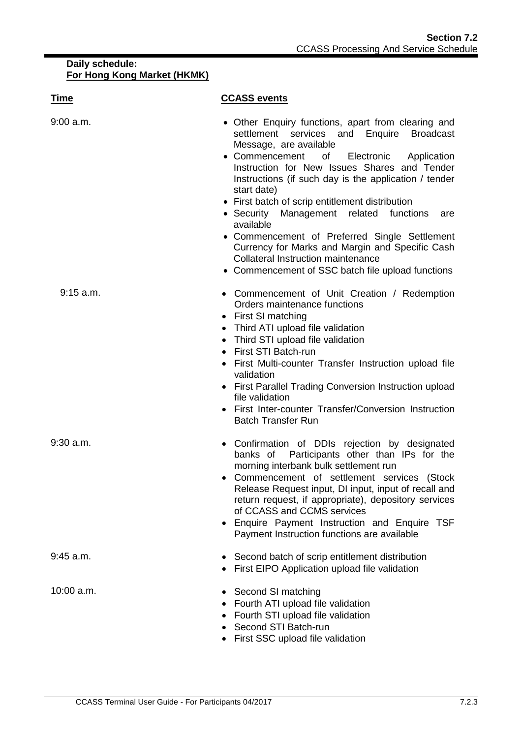**Daily schedule:**
**For Hong Kong Market (HKMK)**

| Time | CCASS events |
| --- | --- |
| 9:00 a.m. | • Other Enquiry functions, apart from clearing and settlement services and Enquire Broadcast Message, are available<br>• Commencement of Electronic Application Instruction for New Issues Shares and Tender Instructions (if such day is the application / tender start date)<br>• First batch of scrip entitlement distribution<br>• Security Management related functions are available<br>• Commencement of Preferred Single Settlement Currency for Marks and Margin and Specific Cash Collateral Instruction maintenance<br>• Commencement of SSC batch file upload functions |
| 9:15 a.m. | • Commencement of Unit Creation / Redemption Orders maintenance functions<br>• First SI matching<br>• Third ATI upload file validation<br>• Third STI upload file validation<br>• First STI Batch-run<br>• First Multi-counter Transfer Instruction upload file validation<br>• First Parallel Trading Conversion Instruction upload file validation<br>• First Inter-counter Transfer/Conversion Instruction Batch Transfer Run |
| 9:30 a.m. | • Confirmation of DDIs rejection by designated banks of Participants other than IPs for the morning interbank bulk settlement run<br>• Commencement of settlement services (Stock Release Request input, DI input, input of recall and return request, if appropriate), depository services of CCASS and CCMS services<br>• Enquire Payment Instruction and Enquire TSF Payment Instruction functions are available |
| 9:45 a.m. | • Second batch of scrip entitlement distribution<br>• First EIPO Application upload file validation |
| 10:00 a.m. | • Second SI matching<br>• Fourth ATI upload file validation<br>• Fourth STI upload file validation<br>• Second STI Batch-run<br>• First SSC upload file validation |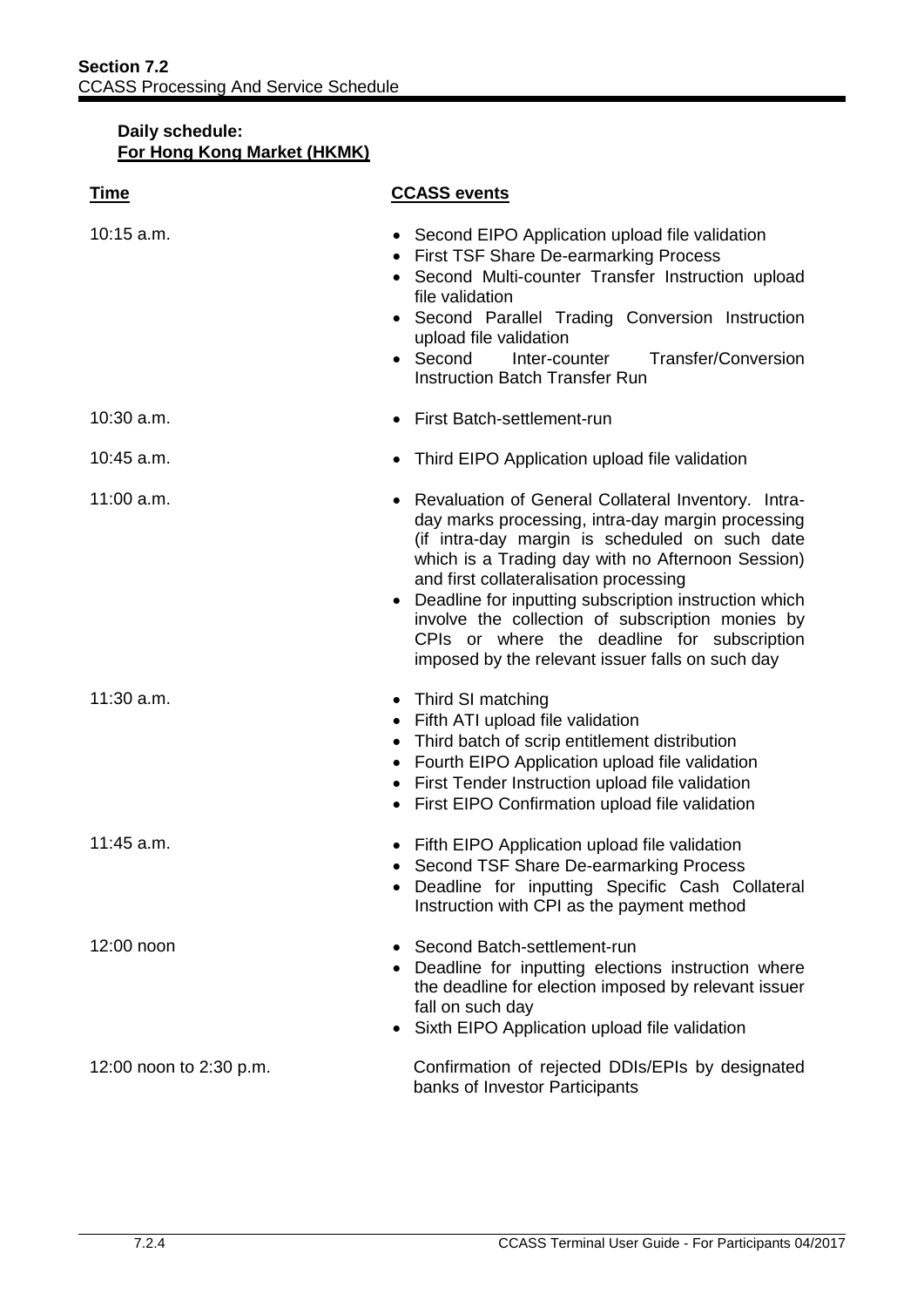**Daily schedule:**
**For Hong Kong Market (HKMK)**

| Time | CCASS events |
| --- | --- |
| 10:15 a.m. | • Second EIPO Application upload file validation<br>• First TSF Share De-earmarking Process<br>• Second Multi-counter Transfer Instruction upload file validation<br>• Second Parallel Trading Conversion Instruction upload file validation<br>• Second Inter-counter Transfer/Conversion Instruction Batch Transfer Run |
| 10:30 a.m. | • First Batch-settlement-run |
| 10:45 a.m. | • Third EIPO Application upload file validation |
| 11:00 a.m. | • Revaluation of General Collateral Inventory. Intra-day marks processing, intra-day margin processing (if intra-day margin is scheduled on such date which is a Trading day with no Afternoon Session) and first collateralisation processing<br>• Deadline for inputting subscription instruction which involve the collection of subscription monies by CPIs or where the deadline for subscription imposed by the relevant issuer falls on such day |
| 11:30 a.m. | • Third SI matching<br>• Fifth ATI upload file validation<br>• Third batch of scrip entitlement distribution<br>• Fourth EIPO Application upload file validation<br>• First Tender Instruction upload file validation<br>• First EIPO Confirmation upload file validation |
| 11:45 a.m. | • Fifth EIPO Application upload file validation<br>• Second TSF Share De-earmarking Process<br>• Deadline for inputting Specific Cash Collateral Instruction with CPI as the payment method |
| 12:00 noon | • Second Batch-settlement-run<br>• Deadline for inputting elections instruction where the deadline for election imposed by relevant issuer fall on such day<br>• Sixth EIPO Application upload file validation |
| 12:00 noon to 2:30 p.m. | Confirmation of rejected DDIs/EPIs by designated banks of Investor Participants |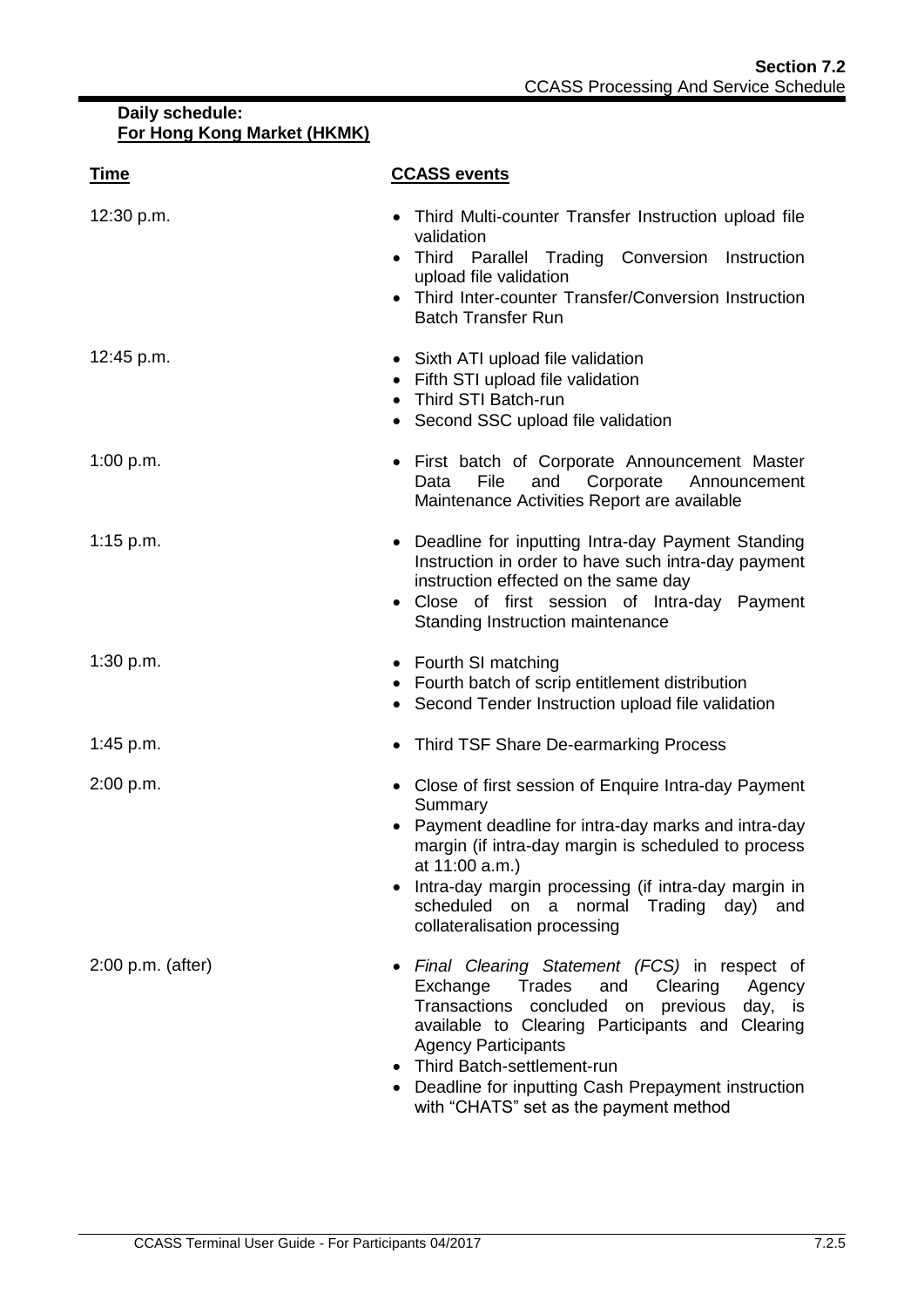**Daily schedule:**
**For Hong Kong Market (HKMK)**

| Time | CCASS events |
|---|---|
| 12:30 p.m. | • Third Multi-counter Transfer Instruction upload file validation<br>• Third Parallel Trading Conversion Instruction upload file validation<br>• Third Inter-counter Transfer/Conversion Instruction Batch Transfer Run |
| 12:45 p.m. | • Sixth ATI upload file validation<br>• Fifth STI upload file validation<br>• Third STI Batch-run<br>• Second SSC upload file validation |
| 1:00 p.m. | • First batch of Corporate Announcement Master Data File and Corporate Announcement Maintenance Activities Report are available |
| 1:15 p.m. | • Deadline for inputting Intra-day Payment Standing Instruction in order to have such intra-day payment instruction effected on the same day<br>• Close of first session of Intra-day Payment Standing Instruction maintenance |
| 1:30 p.m. | • Fourth SI matching<br>• Fourth batch of scrip entitlement distribution<br>• Second Tender Instruction upload file validation |
| 1:45 p.m. | • Third TSF Share De-earmarking Process |
| 2:00 p.m. | • Close of first session of Enquire Intra-day Payment Summary<br>• Payment deadline for intra-day marks and intra-day margin (if intra-day margin is scheduled to process at 11:00 a.m.)<br>• Intra-day margin processing (if intra-day margin in scheduled on a normal Trading day) and collateralisation processing |
| 2:00 p.m. (after) | • *Final Clearing Statement (FCS)* in respect of Exchange Trades and Clearing Agency Transactions concluded on previous day, is available to Clearing Participants and Clearing Agency Participants<br>• Third Batch-settlement-run<br>• Deadline for inputting Cash Prepayment instruction with "CHATS" set as the payment method |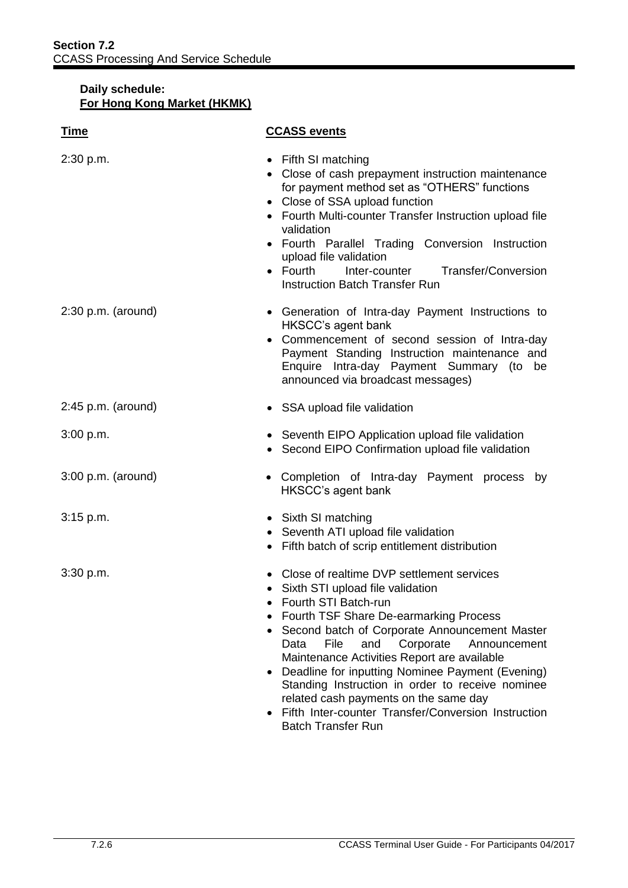**Daily schedule:**
**For Hong Kong Market (HKMK)**

| Time | CCASS events |
| --- | --- |
| 2:30 p.m. | • Fifth SI matching<br>• Close of cash prepayment instruction maintenance for payment method set as "OTHERS" functions<br>• Close of SSA upload function<br>• Fourth Multi-counter Transfer Instruction upload file validation<br>• Fourth Parallel Trading Conversion Instruction upload file validation<br>• Fourth Inter-counter Transfer/Conversion Instruction Batch Transfer Run |
| 2:30 p.m. (around) | • Generation of Intra-day Payment Instructions to HKSCC's agent bank<br>• Commencement of second session of Intra-day Payment Standing Instruction maintenance and Enquire Intra-day Payment Summary (to be announced via broadcast messages) |
| 2:45 p.m. (around) | • SSA upload file validation |
| 3:00 p.m. | • Seventh EIPO Application upload file validation<br>• Second EIPO Confirmation upload file validation |
| 3:00 p.m. (around) | • Completion of Intra-day Payment process by HKSCC's agent bank |
| 3:15 p.m. | • Sixth SI matching<br>• Seventh ATI upload file validation<br>• Fifth batch of scrip entitlement distribution |
| 3:30 p.m. | • Close of realtime DVP settlement services<br>• Sixth STI upload file validation<br>• Fourth STI Batch-run<br>• Fourth TSF Share De-earmarking Process<br>• Second batch of Corporate Announcement Master Data File and Corporate Announcement Maintenance Activities Report are available<br>• Deadline for inputting Nominee Payment (Evening) Standing Instruction in order to receive nominee related cash payments on the same day<br>• Fifth Inter-counter Transfer/Conversion Instruction Batch Transfer Run |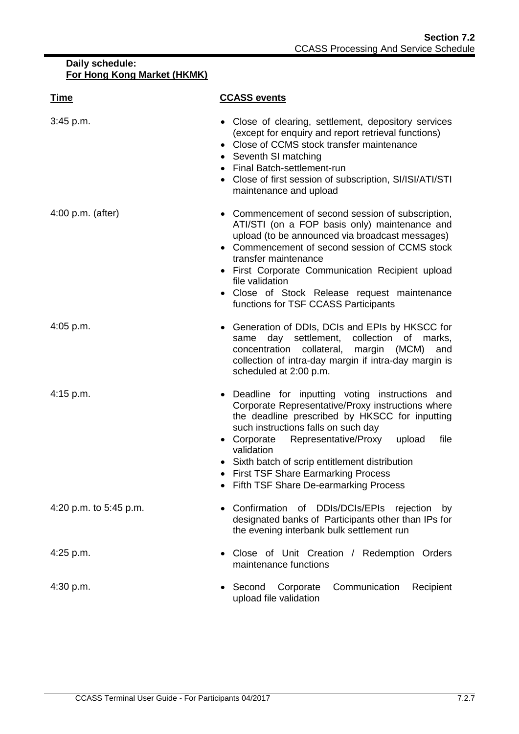**Daily schedule:**
**For Hong Kong Market (HKMK)**

| Time | CCASS events |
|---|---|
| 3:45 p.m. | • Close of clearing, settlement, depository services (except for enquiry and report retrieval functions)<br>• Close of CCMS stock transfer maintenance<br>• Seventh SI matching<br>• Final Batch-settlement-run<br>• Close of first session of subscription, SI/ISI/ATI/STI maintenance and upload |
| 4:00 p.m. (after) | • Commencement of second session of subscription, ATI/STI (on a FOP basis only) maintenance and upload (to be announced via broadcast messages)<br>• Commencement of second session of CCMS stock transfer maintenance<br>• First Corporate Communication Recipient upload file validation<br>• Close of Stock Release request maintenance functions for TSF CCASS Participants |
| 4:05 p.m. | • Generation of DDIs, DCIs and EPIs by HKSCC for same day settlement, collection of marks, concentration collateral, margin (MCM) and collection of intra-day margin if intra-day margin is scheduled at 2:00 p.m. |
| 4:15 p.m. | • Deadline for inputting voting instructions and Corporate Representative/Proxy instructions where the deadline prescribed by HKSCC for inputting such instructions falls on such day<br>• Corporate Representative/Proxy upload file validation<br>• Sixth batch of scrip entitlement distribution<br>• First TSF Share Earmarking Process<br>• Fifth TSF Share De-earmarking Process |
| 4:20 p.m. to 5:45 p.m. | • Confirmation of DDIs/DCIs/EPIs rejection by designated banks of Participants other than IPs for the evening interbank bulk settlement run |
| 4:25 p.m. | • Close of Unit Creation / Redemption Orders maintenance functions |
| 4:30 p.m. | • Second Corporate Communication Recipient upload file validation |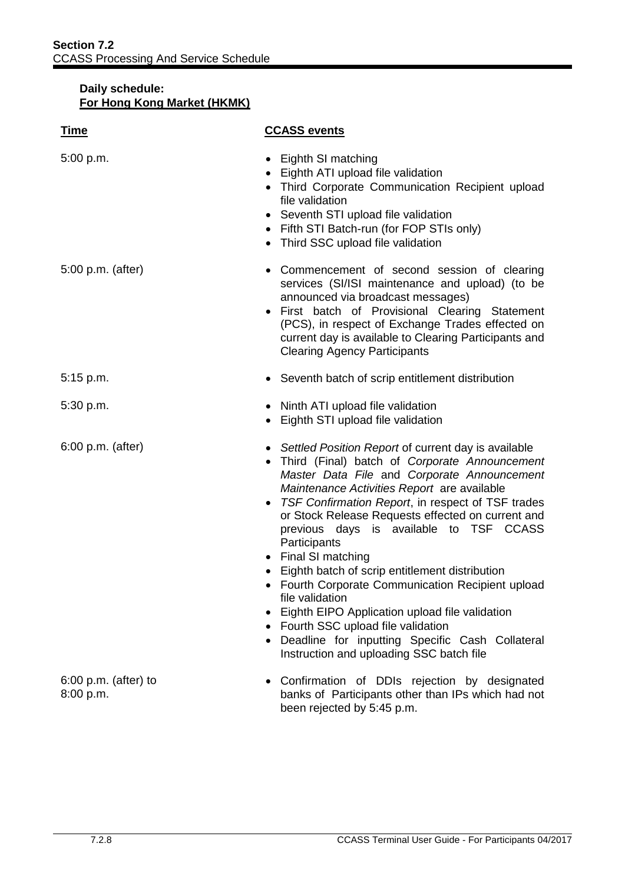**Daily schedule:**
**For Hong Kong Market (HKMK)**

| Time | CCASS events |
|---|---|
| 5:00 p.m. | • Eighth SI matching<br>• Eighth ATI upload file validation<br>• Third Corporate Communication Recipient upload file validation<br>• Seventh STI upload file validation<br>• Fifth STI Batch-run (for FOP STIs only)<br>• Third SSC upload file validation |
| 5:00 p.m. (after) | • Commencement of second session of clearing services (SI/ISI maintenance and upload) (to be announced via broadcast messages)<br>• First batch of Provisional Clearing Statement (PCS), in respect of Exchange Trades effected on current day is available to Clearing Participants and Clearing Agency Participants |
| 5:15 p.m. | • Seventh batch of scrip entitlement distribution |
| 5:30 p.m. | • Ninth ATI upload file validation<br>• Eighth STI upload file validation |
| 6:00 p.m. (after) | • *Settled Position Report* of current day is available<br>• Third (Final) batch of *Corporate Announcement Master Data File* and *Corporate Announcement Maintenance Activities Report* are available<br>• *TSF Confirmation Report*, in respect of TSF trades or Stock Release Requests effected on current and previous days is available to TSF CCASS Participants<br>• Final SI matching<br>• Eighth batch of scrip entitlement distribution<br>• Fourth Corporate Communication Recipient upload file validation<br>• Eighth EIPO Application upload file validation<br>• Fourth SSC upload file validation<br>• Deadline for inputting Specific Cash Collateral Instruction and uploading SSC batch file |
| 6:00 p.m. (after) to 8:00 p.m. | • Confirmation of DDIs rejection by designated banks of Participants other than IPs which had not been rejected by 5:45 p.m. |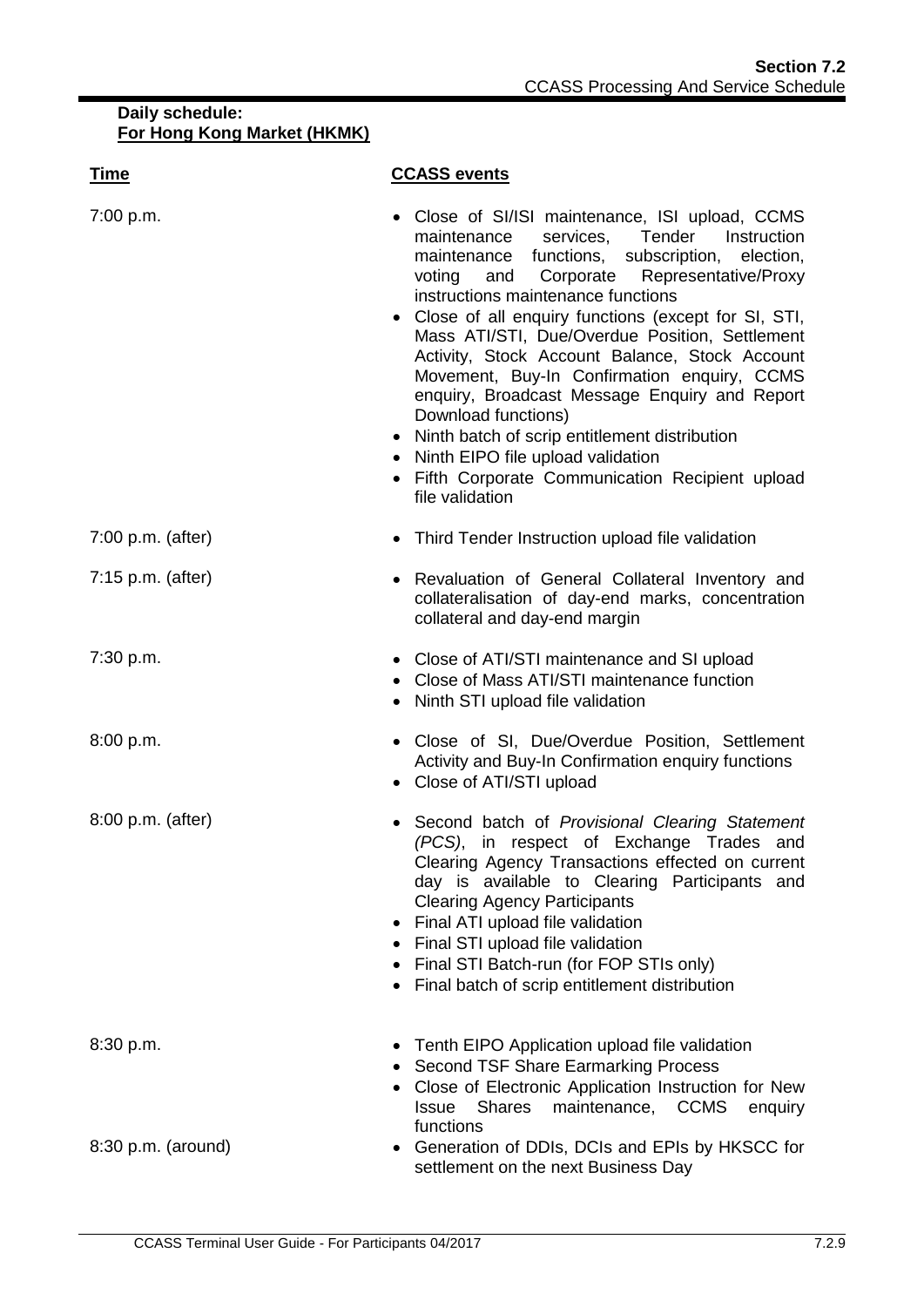**Daily schedule:**
**For Hong Kong Market (HKMK)**

| Time | CCASS events |
|---|---|
| 7:00 p.m. | • Close of SI/ISI maintenance, ISI upload, CCMS maintenance services, Tender Instruction maintenance functions, subscription, election, voting and Corporate Representative/Proxy instructions maintenance functions<br>• Close of all enquiry functions (except for SI, STI, Mass ATI/STI, Due/Overdue Position, Settlement Activity, Stock Account Balance, Stock Account Movement, Buy-In Confirmation enquiry, CCMS enquiry, Broadcast Message Enquiry and Report Download functions)<br>• Ninth batch of scrip entitlement distribution<br>• Ninth EIPO file upload validation<br>• Fifth Corporate Communication Recipient upload file validation |
| 7:00 p.m. (after) | • Third Tender Instruction upload file validation |
| 7:15 p.m. (after) | • Revaluation of General Collateral Inventory and collateralisation of day-end marks, concentration collateral and day-end margin |
| 7:30 p.m. | • Close of ATI/STI maintenance and SI upload<br>• Close of Mass ATI/STI maintenance function<br>• Ninth STI upload file validation |
| 8:00 p.m. | • Close of SI, Due/Overdue Position, Settlement Activity and Buy-In Confirmation enquiry functions<br>• Close of ATI/STI upload |
| 8:00 p.m. (after) | • Second batch of *Provisional Clearing Statement (PCS)*, in respect of Exchange Trades and Clearing Agency Transactions effected on current day is available to Clearing Participants and Clearing Agency Participants<br>• Final ATI upload file validation<br>• Final STI upload file validation<br>• Final STI Batch-run (for FOP STIs only)<br>• Final batch of scrip entitlement distribution |
| 8:30 p.m. | • Tenth EIPO Application upload file validation<br>• Second TSF Share Earmarking Process<br>• Close of Electronic Application Instruction for New Issue Shares maintenance, CCMS enquiry functions |
| 8:30 p.m. (around) | • Generation of DDIs, DCIs and EPIs by HKSCC for settlement on the next Business Day |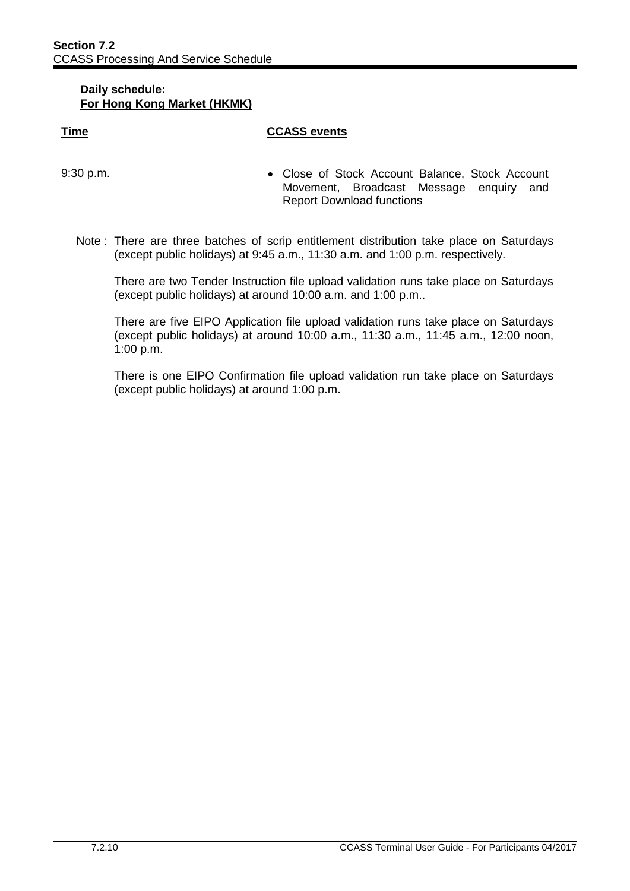**Daily schedule:**
**For Hong Kong Market (HKMK)**

| Time | CCASS events |
|---|---|
| 9:30 p.m. | • Close of Stock Account Balance, Stock Account Movement, Broadcast Message enquiry and Report Download functions |

Note : There are three batches of scrip entitlement distribution take place on Saturdays (except public holidays) at 9:45 a.m., 11:30 a.m. and 1:00 p.m. respectively.

There are two Tender Instruction file upload validation runs take place on Saturdays (except public holidays) at around 10:00 a.m. and 1:00 p.m..

There are five EIPO Application file upload validation runs take place on Saturdays (except public holidays) at around 10:00 a.m., 11:30 a.m., 11:45 a.m., 12:00 noon, 1:00 p.m.

There is one EIPO Confirmation file upload validation run take place on Saturdays (except public holidays) at around 1:00 p.m.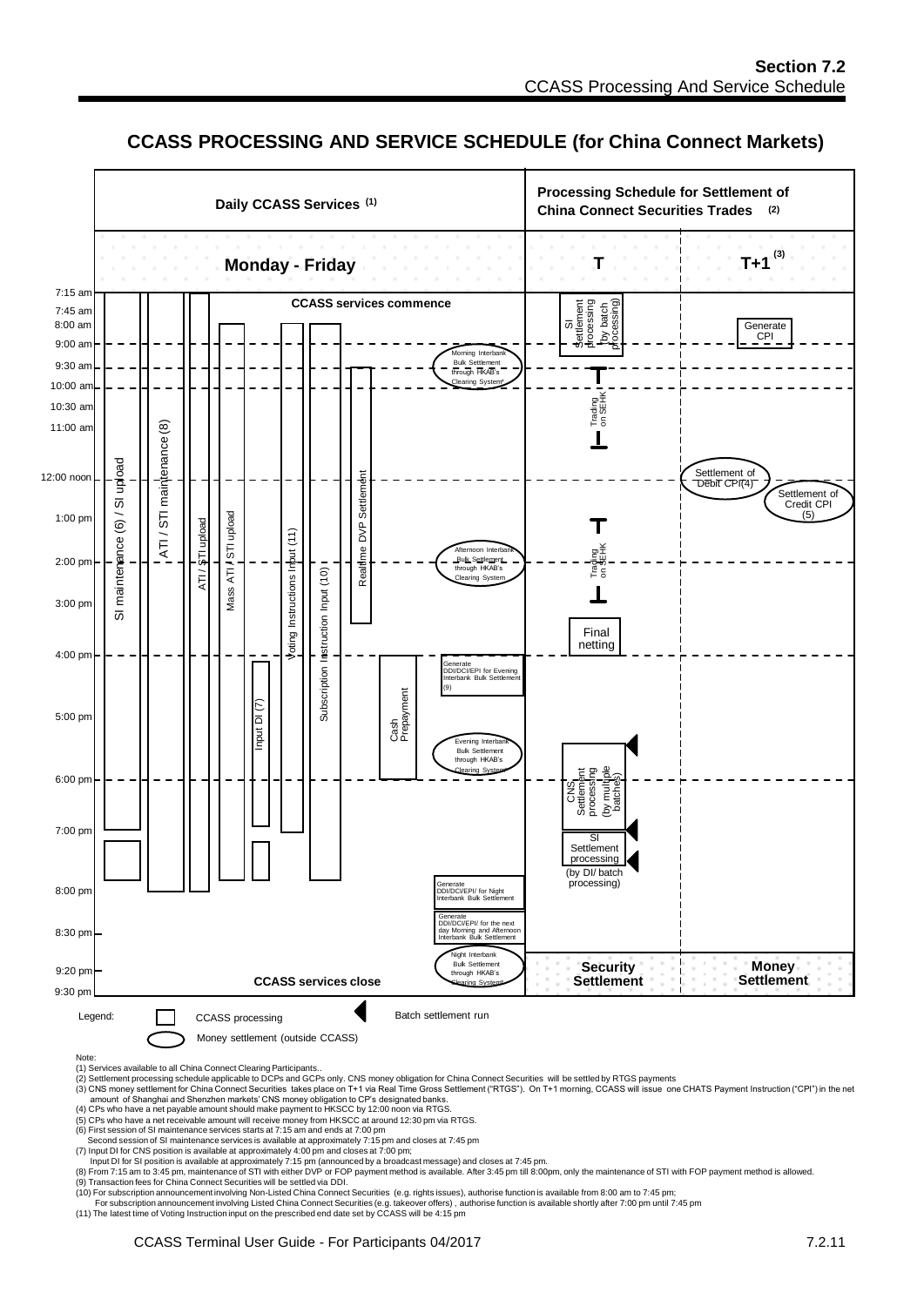# CCASS PROCESSING AND SERVICE SCHEDULE (for China Connect Markets)

**Daily CCASS Services (1)** — Monday - Friday

**Processing Schedule for Settlement of China Connect Securities Trades (2)** — T / T+1 (3)

7:15 am — CCASS services commence

Time markers: 7:15 am, 7:45 am, 8:00 am, 9:00 am, 9:30 am, 10:00 am, 10:30 am, 11:00 am, 12:00 noon, 1:00 pm, 2:00 pm, 3:00 pm, 4:00 pm, 5:00 pm, 6:00 pm, 7:00 pm, 8:00 pm, 8:30 pm, 9:20 pm, 9:30 pm

Daily CCASS Services:
- SI maintenance (6) / SI upload
- ATI / STI maintenance (8)
- ATI / STI upload
- Mass ATI / STI upload
- Input DI (7)
- Voting Instructions Input (11)
- Subscription Instruction Input (10)
- Realtime DVP Settlement
- Cash Prepayment
- Morning Interbank Bulk Settlement through HKAB's Clearing System
- Afternoon Interbank Bulk Settlement through HKAB's Clearing System
- Generate DDI/DCI/EPI for Evening Interbank Bulk Settlement (9)
- Evening Interbank Bulk Settlement through HKAB's Clearing System
- Generate DDI/DCI/EPI for Night Interbank Bulk Settlement
- Generate DDI/DCI/EPI for the next day Morning and Afternoon Interbank Bulk Settlement
- Night Interbank Bulk Settlement through HKAB's Clearing System

9:30 pm — CCASS services close

T:
- SI Settlement processing (by batch processing)
- Trading on SEHK
- Trading on SEHK
- Final netting
- CNS Settlement processing (by multiple batches)
- SI Settlement processing (by DI/ batch processing)
- **Security Settlement**

T+1:
- Generate CPI
- Settlement of Debit CPI (4)
- Settlement of Credit CPI (5)
- **Money Settlement**

Legend: CCASS processing; Money settlement (outside CCASS); Batch settlement run

Note:
(1) Services available to all China Connect Clearing Participants..
(2) Settlement processing schedule applicable to DCPs and GCPs only. CNS money obligation for China Connect Securities will be settled by RTGS payments
(3) CNS money settlement for China Connect Securities takes place on T+1 via Real Time Gross Settlement ("RTGS"). On T+1 morning, CCASS will issue one CHATS Payment Instruction ("CPI") in the net amount of Shanghai and Shenzhen markets' CNS money obligation to CP's designated banks.
(4) CPs who have a net payable amount should make payment to HKSCC by 12:00 noon via RTGS.
(5) CPs who have a net receivable amount will receive money from HKSCC at around 12:30 pm via RTGS.
(6) First session of SI maintenance services starts at 7:15 am and ends at 7:00 pm
Second session of SI maintenance services is available at approximately 7:15 pm and closes at 7:45 pm
(7) Input DI for CNS position is available at approximately 4:00 pm and closes at 7:00 pm;
Input DI for SI position is available at approximately 7:15 pm (announced by a broadcast message) and closes at 7:45 pm.
(8) From 7:15 am to 3:45 pm, maintenance of STI with either DVP or FOP payment method is available. After 3:45 pm till 8:00pm, only the maintenance of STI with FOP payment method is allowed.
(9) Transaction fees for China Connect Securities will be settled via DDI.
(10) For subscription announcement involving Non-Listed China Connect Securities (e.g. rights issues), authorise function is available from 8:00 am to 7:45 pm;
For subscription announcement involving Listed China Connect Securities (e.g. takeover offers) , authorise function is available shortly after 7:00 pm until 7:45 pm
(11) The latest time of Voting Instruction input on the prescribed end date set by CCASS will be 4:15 pm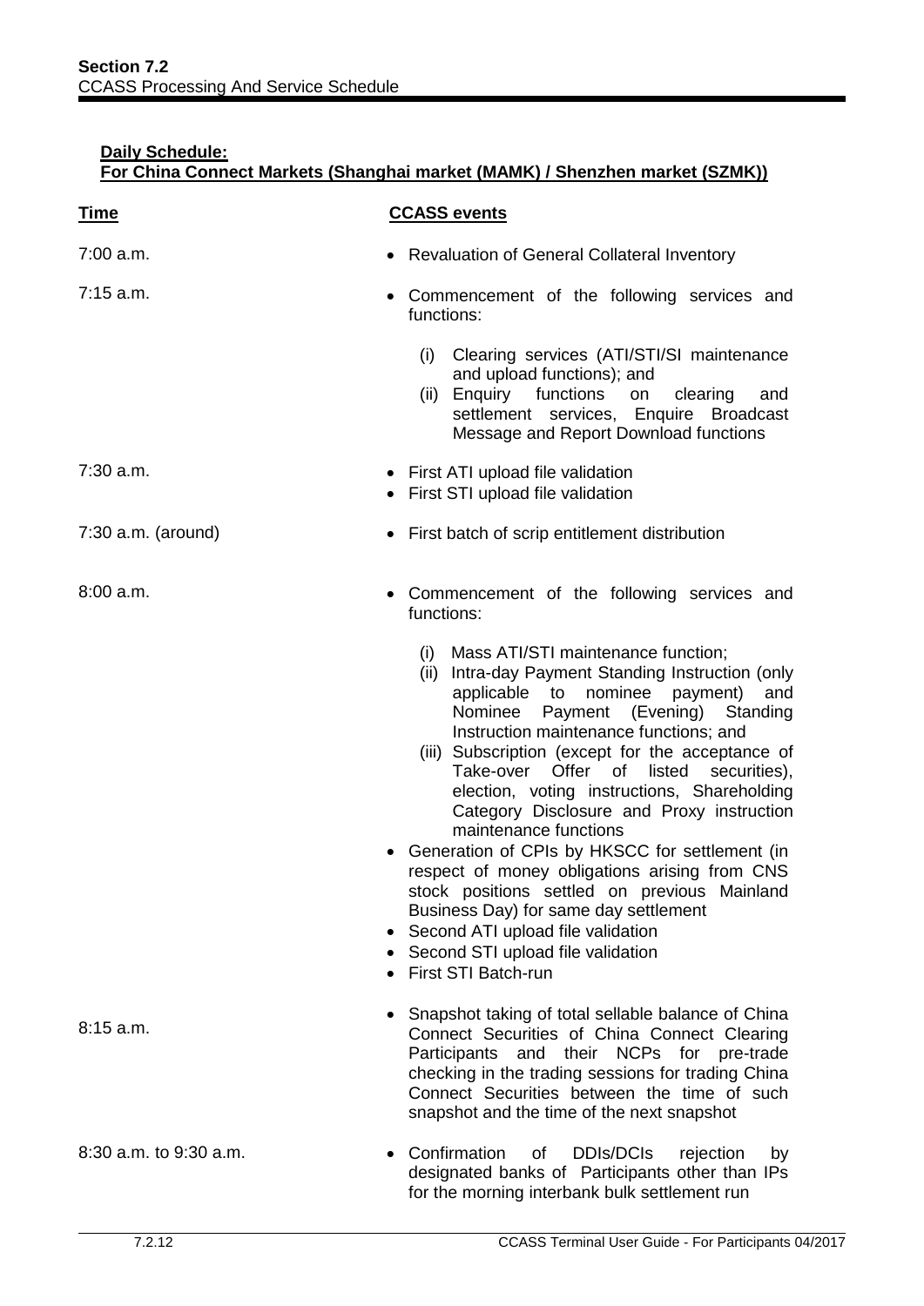**Daily Schedule:**
**For China Connect Markets (Shanghai market (MAMK) / Shenzhen market (SZMK))**

| Time | CCASS events |
|---|---|
| 7:00 a.m. | • Revaluation of General Collateral Inventory |
| 7:15 a.m. | • Commencement of the following services and functions:<br>(i) Clearing services (ATI/STI/SI maintenance and upload functions); and<br>(ii) Enquiry functions on clearing and settlement services, Enquire Broadcast Message and Report Download functions |
| 7:30 a.m. | • First ATI upload file validation<br>• First STI upload file validation |
| 7:30 a.m. (around) | • First batch of scrip entitlement distribution |
| 8:00 a.m. | • Commencement of the following services and functions:<br>(i) Mass ATI/STI maintenance function;<br>(ii) Intra-day Payment Standing Instruction (only applicable to nominee payment) and Nominee Payment (Evening) Standing Instruction maintenance functions; and<br>(iii) Subscription (except for the acceptance of Take-over Offer of listed securities), election, voting instructions, Shareholding Category Disclosure and Proxy instruction maintenance functions<br>• Generation of CPIs by HKSCC for settlement (in respect of money obligations arising from CNS stock positions settled on previous Mainland Business Day) for same day settlement<br>• Second ATI upload file validation<br>• Second STI upload file validation<br>• First STI Batch-run |
| 8:15 a.m. | • Snapshot taking of total sellable balance of China Connect Securities of China Connect Clearing Participants and their NCPs for pre-trade checking in the trading sessions for trading China Connect Securities between the time of such snapshot and the time of the next snapshot |
| 8:30 a.m. to 9:30 a.m. | • Confirmation of DDIs/DCIs rejection by designated banks of Participants other than IPs for the morning interbank bulk settlement run |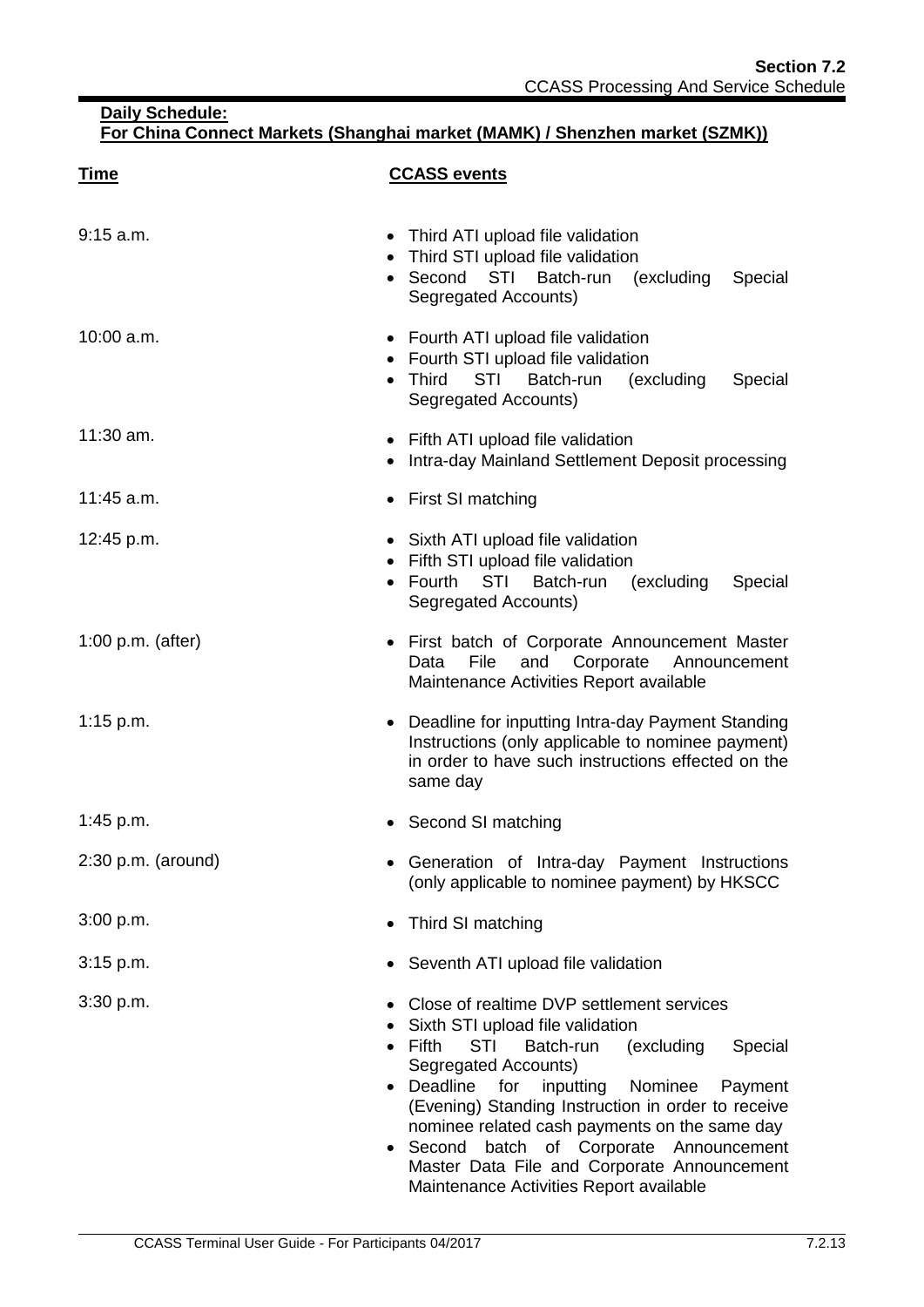**Daily Schedule:**
**For China Connect Markets (Shanghai market (MAMK) / Shenzhen market (SZMK))**

| Time | CCASS events |
|---|---|
| 9:15 a.m. | • Third ATI upload file validation<br>• Third STI upload file validation<br>• Second STI Batch-run (excluding Special Segregated Accounts) |
| 10:00 a.m. | • Fourth ATI upload file validation<br>• Fourth STI upload file validation<br>• Third STI Batch-run (excluding Special Segregated Accounts) |
| 11:30 am. | • Fifth ATI upload file validation<br>• Intra-day Mainland Settlement Deposit processing |
| 11:45 a.m. | • First SI matching |
| 12:45 p.m. | • Sixth ATI upload file validation<br>• Fifth STI upload file validation<br>• Fourth STI Batch-run (excluding Special Segregated Accounts) |
| 1:00 p.m. (after) | • First batch of Corporate Announcement Master Data File and Corporate Announcement Maintenance Activities Report available |
| 1:15 p.m. | • Deadline for inputting Intra-day Payment Standing Instructions (only applicable to nominee payment) in order to have such instructions effected on the same day |
| 1:45 p.m. | • Second SI matching |
| 2:30 p.m. (around) | • Generation of Intra-day Payment Instructions (only applicable to nominee payment) by HKSCC |
| 3:00 p.m. | • Third SI matching |
| 3:15 p.m. | • Seventh ATI upload file validation |
| 3:30 p.m. | • Close of realtime DVP settlement services<br>• Sixth STI upload file validation<br>• Fifth STI Batch-run (excluding Special Segregated Accounts)<br>• Deadline for inputting Nominee Payment (Evening) Standing Instruction in order to receive nominee related cash payments on the same day<br>• Second batch of Corporate Announcement Master Data File and Corporate Announcement Maintenance Activities Report available |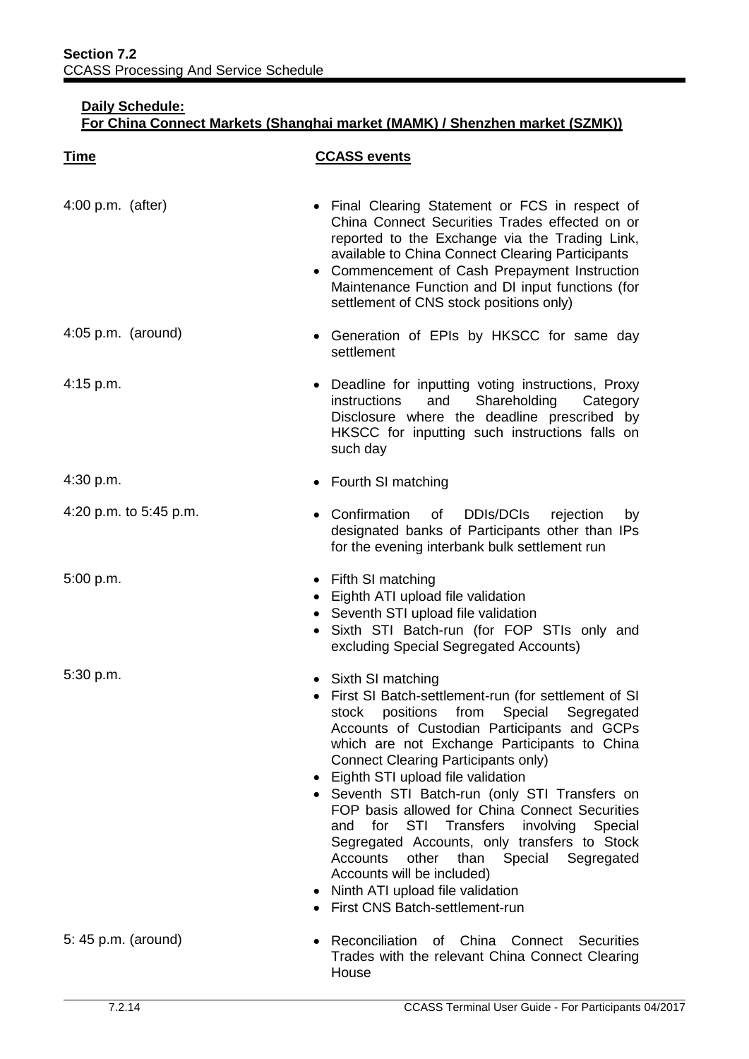**Daily Schedule:**
**For China Connect Markets (Shanghai market (MAMK) / Shenzhen market (SZMK))**

| Time | CCASS events |
| --- | --- |
| 4:00 p.m. (after) | • Final Clearing Statement or FCS in respect of China Connect Securities Trades effected on or reported to the Exchange via the Trading Link, available to China Connect Clearing Participants<br>• Commencement of Cash Prepayment Instruction Maintenance Function and DI input functions (for settlement of CNS stock positions only) |
| 4:05 p.m. (around) | • Generation of EPIs by HKSCC for same day settlement |
| 4:15 p.m. | • Deadline for inputting voting instructions, Proxy instructions and Shareholding Category Disclosure where the deadline prescribed by HKSCC for inputting such instructions falls on such day |
| 4:30 p.m. | • Fourth SI matching |
| 4:20 p.m. to 5:45 p.m. | • Confirmation of DDIs/DCIs rejection by designated banks of Participants other than IPs for the evening interbank bulk settlement run |
| 5:00 p.m. | • Fifth SI matching<br>• Eighth ATI upload file validation<br>• Seventh STI upload file validation<br>• Sixth STI Batch-run (for FOP STIs only and excluding Special Segregated Accounts) |
| 5:30 p.m. | • Sixth SI matching<br>• First SI Batch-settlement-run (for settlement of SI stock positions from Special Segregated Accounts of Custodian Participants and GCPs which are not Exchange Participants to China Connect Clearing Participants only)<br>• Eighth STI upload file validation<br>• Seventh STI Batch-run (only STI Transfers on FOP basis allowed for China Connect Securities and for STI Transfers involving Special Segregated Accounts, only transfers to Stock Accounts other than Special Segregated Accounts will be included)<br>• Ninth ATI upload file validation<br>• First CNS Batch-settlement-run |
| 5: 45 p.m. (around) | • Reconciliation of China Connect Securities Trades with the relevant China Connect Clearing House |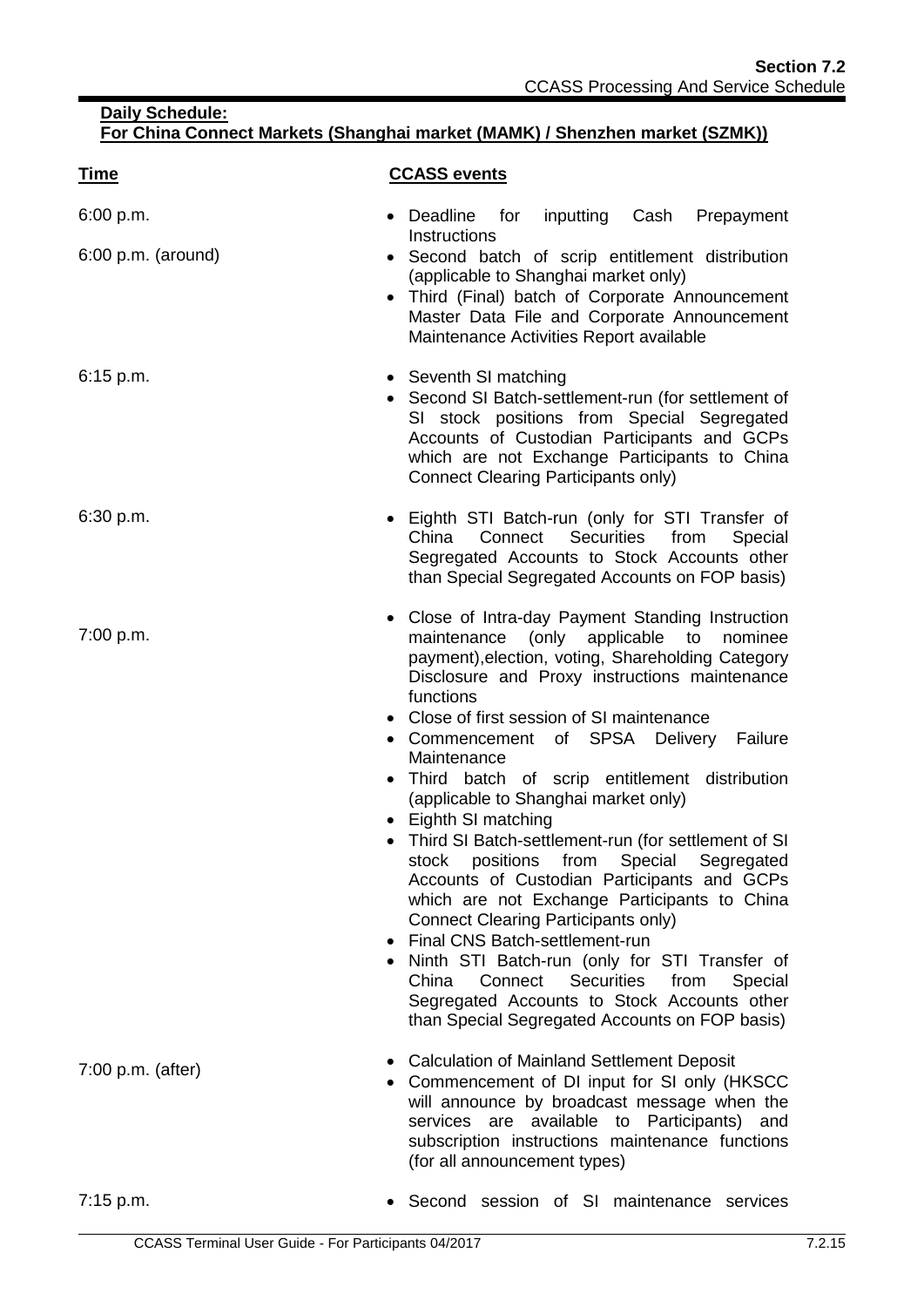**Daily Schedule:**
**For China Connect Markets (Shanghai market (MAMK) / Shenzhen market (SZMK))**

| **Time** | **CCASS events** |
|---|---|
| 6:00 p.m. | • Deadline for inputting Cash Prepayment Instructions |
| 6:00 p.m. (around) | • Second batch of scrip entitlement distribution (applicable to Shanghai market only)<br>• Third (Final) batch of Corporate Announcement Master Data File and Corporate Announcement Maintenance Activities Report available |
| 6:15 p.m. | • Seventh SI matching<br>• Second SI Batch-settlement-run (for settlement of SI stock positions from Special Segregated Accounts of Custodian Participants and GCPs which are not Exchange Participants to China Connect Clearing Participants only) |
| 6:30 p.m. | • Eighth STI Batch-run (only for STI Transfer of China Connect Securities from Special Segregated Accounts to Stock Accounts other than Special Segregated Accounts on FOP basis) |
| 7:00 p.m. | • Close of Intra-day Payment Standing Instruction maintenance (only applicable to nominee payment),election, voting, Shareholding Category Disclosure and Proxy instructions maintenance functions<br>• Close of first session of SI maintenance<br>• Commencement of SPSA Delivery Failure Maintenance<br>• Third batch of scrip entitlement distribution (applicable to Shanghai market only)<br>• Eighth SI matching<br>• Third SI Batch-settlement-run (for settlement of SI stock positions from Special Segregated Accounts of Custodian Participants and GCPs which are not Exchange Participants to China Connect Clearing Participants only)<br>• Final CNS Batch-settlement-run<br>• Ninth STI Batch-run (only for STI Transfer of China Connect Securities from Special Segregated Accounts to Stock Accounts other than Special Segregated Accounts on FOP basis) |
| 7:00 p.m. (after) | • Calculation of Mainland Settlement Deposit<br>• Commencement of DI input for SI only (HKSCC will announce by broadcast message when the services are available to Participants) and subscription instructions maintenance functions (for all announcement types) |
| 7:15 p.m. | • Second session of SI maintenance services |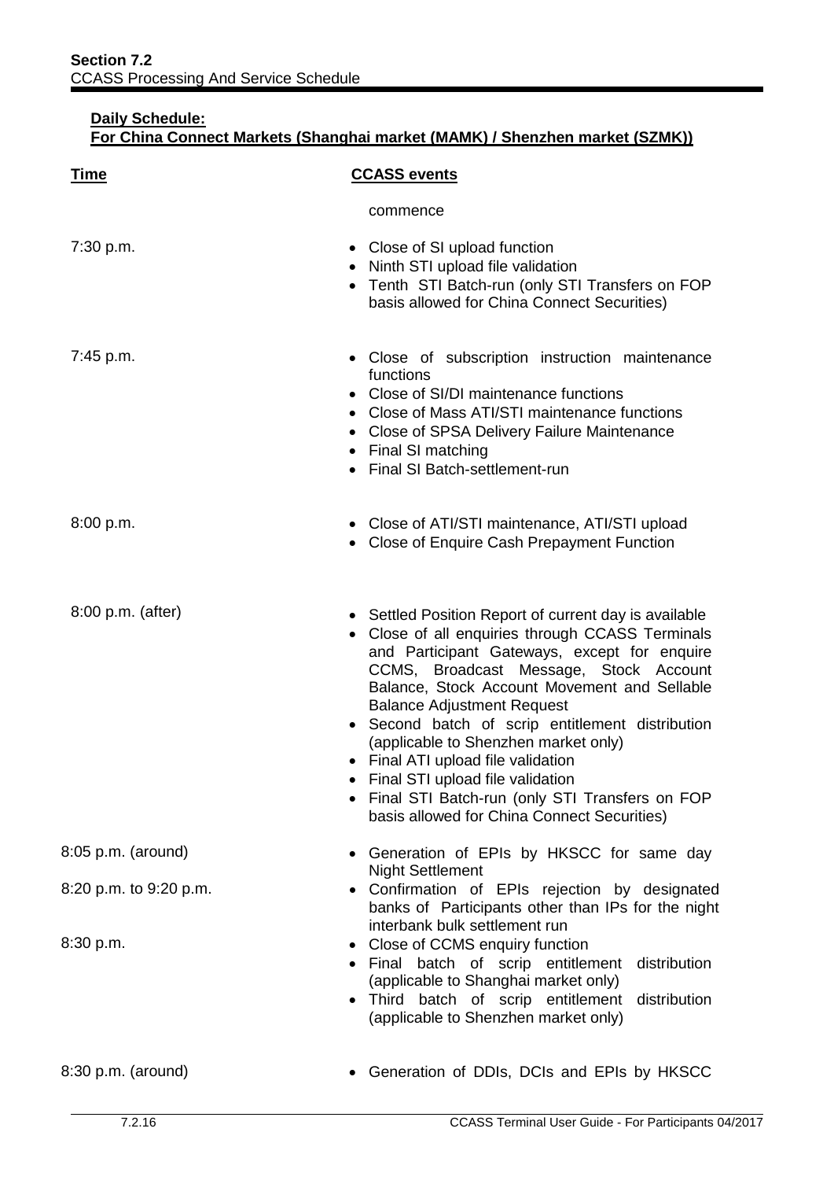**Daily Schedule:**
**For China Connect Markets (Shanghai market (MAMK) / Shenzhen market (SZMK))**

| Time | CCASS events |
| --- | --- |
| | commence |
| 7:30 p.m. | • Close of SI upload function<br>• Ninth STI upload file validation<br>• Tenth STI Batch-run (only STI Transfers on FOP basis allowed for China Connect Securities) |
| 7:45 p.m. | • Close of subscription instruction maintenance functions<br>• Close of SI/DI maintenance functions<br>• Close of Mass ATI/STI maintenance functions<br>• Close of SPSA Delivery Failure Maintenance<br>• Final SI matching<br>• Final SI Batch-settlement-run |
| 8:00 p.m. | • Close of ATI/STI maintenance, ATI/STI upload<br>• Close of Enquire Cash Prepayment Function |
| 8:00 p.m. (after) | • Settled Position Report of current day is available<br>• Close of all enquiries through CCASS Terminals and Participant Gateways, except for enquire CCMS, Broadcast Message, Stock Account Balance, Stock Account Movement and Sellable Balance Adjustment Request<br>• Second batch of scrip entitlement distribution (applicable to Shenzhen market only)<br>• Final ATI upload file validation<br>• Final STI upload file validation<br>• Final STI Batch-run (only STI Transfers on FOP basis allowed for China Connect Securities) |
| 8:05 p.m. (around) | • Generation of EPIs by HKSCC for same day Night Settlement |
| 8:20 p.m. to 9:20 p.m. | • Confirmation of EPIs rejection by designated banks of Participants other than IPs for the night interbank bulk settlement run |
| 8:30 p.m. | • Close of CCMS enquiry function<br>• Final batch of scrip entitlement distribution (applicable to Shanghai market only)<br>• Third batch of scrip entitlement distribution (applicable to Shenzhen market only) |
| 8:30 p.m. (around) | • Generation of DDIs, DCIs and EPIs by HKSCC |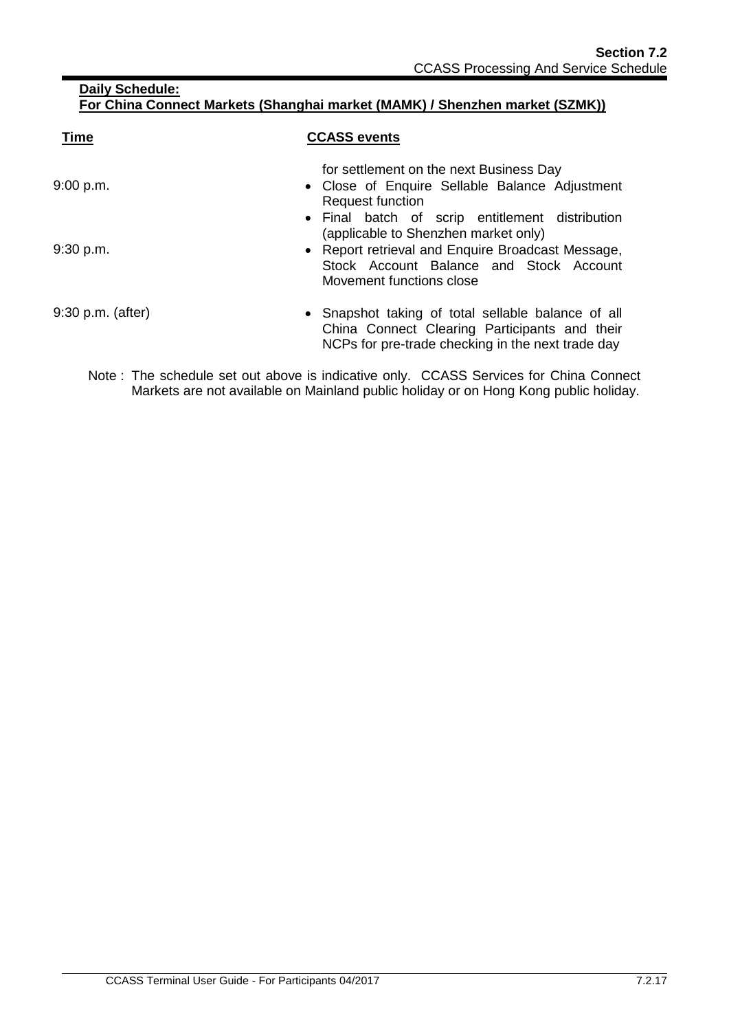**Daily Schedule:**
**For China Connect Markets (Shanghai market (MAMK) / Shenzhen market (SZMK))**

| Time | CCASS events |
|---|---|
| | for settlement on the next Business Day |
| 9:00 p.m. | • Close of Enquire Sellable Balance Adjustment Request function<br>• Final batch of scrip entitlement distribution (applicable to Shenzhen market only) |
| 9:30 p.m. | • Report retrieval and Enquire Broadcast Message, Stock Account Balance and Stock Account Movement functions close |
| 9:30 p.m. (after) | • Snapshot taking of total sellable balance of all China Connect Clearing Participants and their NCPs for pre-trade checking in the next trade day |

Note : The schedule set out above is indicative only. CCASS Services for China Connect Markets are not available on Mainland public holiday or on Hong Kong public holiday.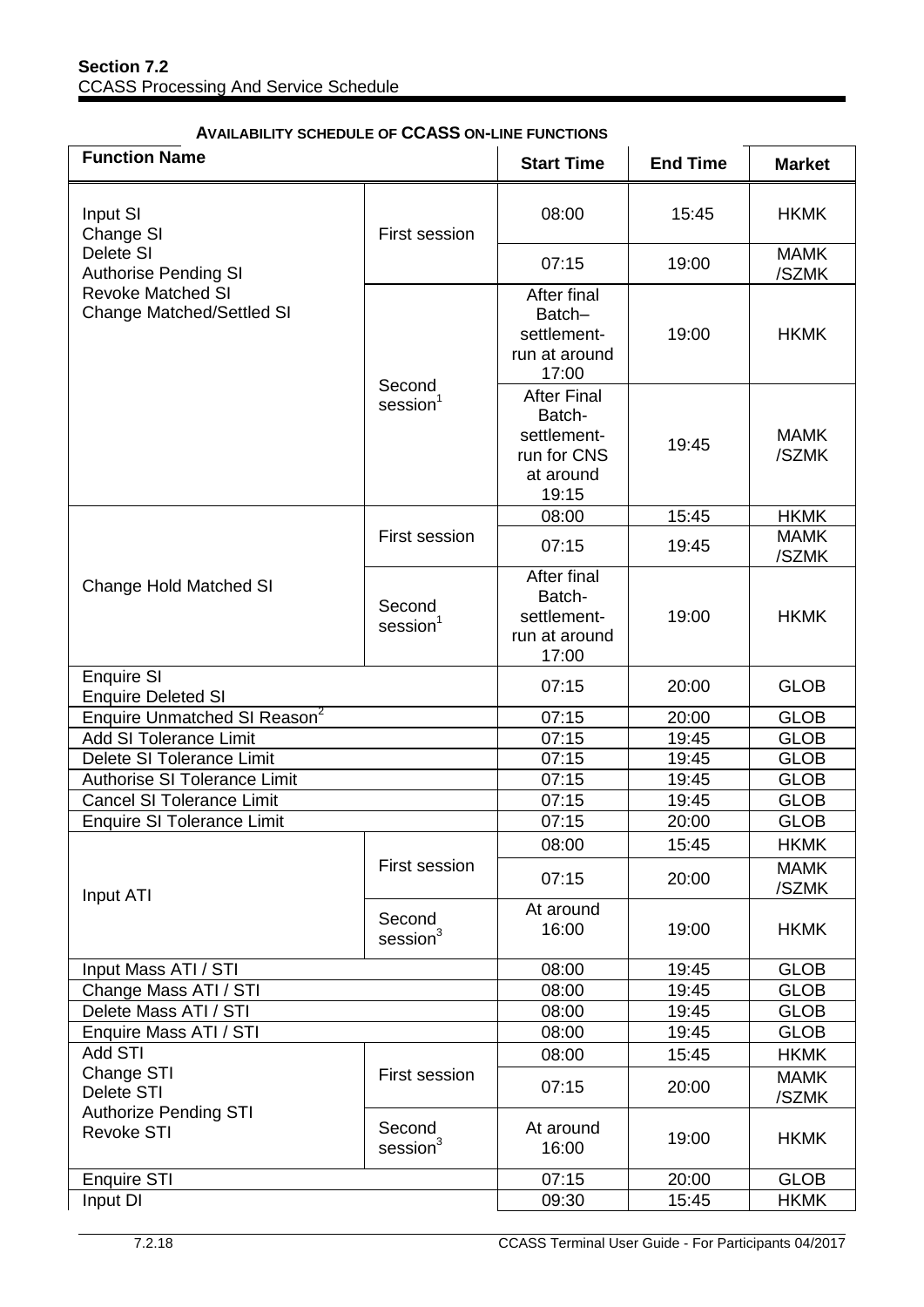**Section 7.2**
CCASS Processing And Service Schedule

**AVAILABILITY SCHEDULE OF CCASS ON-LINE FUNCTIONS**

| Function Name | | Start Time | End Time | Market |
|---|---|---|---|---|
| Input SI<br>Change SI<br>Delete SI<br>Authorise Pending SI<br>Revoke Matched SI<br>Change Matched/Settled SI | First session | 08:00 | 15:45 | HKMK |
| | | 07:15 | 19:00 | MAMK /SZMK |
| | Second session[1] | After final Batch–settlement-run at around 17:00 | 19:00 | HKMK |
| | | After Final Batch-settlement-run for CNS at around 19:15 | 19:45 | MAMK /SZMK |
| Change Hold Matched SI | First session | 08:00 | 15:45 | HKMK |
| | | 07:15 | 19:45 | MAMK /SZMK |
| | Second session[1] | After final Batch-settlement-run at around 17:00 | 19:00 | HKMK |
| Enquire SI<br>Enquire Deleted SI | | 07:15 | 20:00 | GLOB |
| Enquire Unmatched SI Reason[2] | | 07:15 | 20:00 | GLOB |
| Add SI Tolerance Limit | | 07:15 | 19:45 | GLOB |
| Delete SI Tolerance Limit | | 07:15 | 19:45 | GLOB |
| Authorise SI Tolerance Limit | | 07:15 | 19:45 | GLOB |
| Cancel SI Tolerance Limit | | 07:15 | 19:45 | GLOB |
| Enquire SI Tolerance Limit | | 07:15 | 20:00 | GLOB |
| Input ATI | First session | 08:00 | 15:45 | HKMK |
| | | 07:15 | 20:00 | MAMK /SZMK |
| | Second session[3] | At around 16:00 | 19:00 | HKMK |
| Input Mass ATI / STI | | 08:00 | 19:45 | GLOB |
| Change Mass ATI / STI | | 08:00 | 19:45 | GLOB |
| Delete Mass ATI / STI | | 08:00 | 19:45 | GLOB |
| Enquire Mass ATI / STI | | 08:00 | 19:45 | GLOB |
| Add STI<br>Change STI<br>Delete STI<br>Authorize Pending STI<br>Revoke STI | First session | 08:00 | 15:45 | HKMK |
| | | 07:15 | 20:00 | MAMK /SZMK |
| | Second session[3] | At around 16:00 | 19:00 | HKMK |
| Enquire STI | | 07:15 | 20:00 | GLOB |
| Input DI | | 09:30 | 15:45 | HKMK |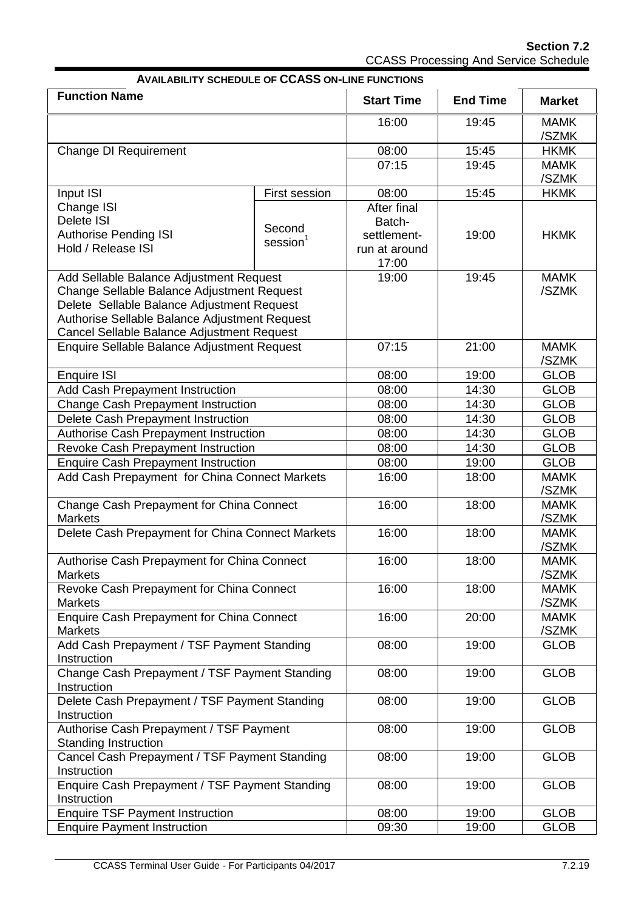**AVAILABILITY SCHEDULE OF CCASS ON-LINE FUNCTIONS**

| Function Name | | Start Time | End Time | Market |
|---|---|---|---|---|
| | | 16:00 | 19:45 | MAMK /SZMK |
| Change DI Requirement | | 08:00 | 15:45 | HKMK |
| | | 07:15 | 19:45 | MAMK /SZMK |
| Input ISI<br>Change ISI<br>Delete ISI<br>Authorise Pending ISI<br>Hold / Release ISI | First session | 08:00 | 15:45 | HKMK |
| | Second session[1] | After final Batch-settlement-run at around 17:00 | 19:00 | HKMK |
| Add Sellable Balance Adjustment Request<br>Change Sellable Balance Adjustment Request<br>Delete Sellable Balance Adjustment Request<br>Authorise Sellable Balance Adjustment Request<br>Cancel Sellable Balance Adjustment Request | | 19:00 | 19:45 | MAMK /SZMK |
| Enquire Sellable Balance Adjustment Request | | 07:15 | 21:00 | MAMK /SZMK |
| Enquire ISI | | 08:00 | 19:00 | GLOB |
| Add Cash Prepayment Instruction | | 08:00 | 14:30 | GLOB |
| Change Cash Prepayment Instruction | | 08:00 | 14:30 | GLOB |
| Delete Cash Prepayment Instruction | | 08:00 | 14:30 | GLOB |
| Authorise Cash Prepayment Instruction | | 08:00 | 14:30 | GLOB |
| Revoke Cash Prepayment Instruction | | 08:00 | 14:30 | GLOB |
| Enquire Cash Prepayment Instruction | | 08:00 | 19:00 | GLOB |
| Add Cash Prepayment for China Connect Markets | | 16:00 | 18:00 | MAMK /SZMK |
| Change Cash Prepayment for China Connect Markets | | 16:00 | 18:00 | MAMK /SZMK |
| Delete Cash Prepayment for China Connect Markets | | 16:00 | 18:00 | MAMK /SZMK |
| Authorise Cash Prepayment for China Connect Markets | | 16:00 | 18:00 | MAMK /SZMK |
| Revoke Cash Prepayment for China Connect Markets | | 16:00 | 18:00 | MAMK /SZMK |
| Enquire Cash Prepayment for China Connect Markets | | 16:00 | 20:00 | MAMK /SZMK |
| Add Cash Prepayment / TSF Payment Standing Instruction | | 08:00 | 19:00 | GLOB |
| Change Cash Prepayment / TSF Payment Standing Instruction | | 08:00 | 19:00 | GLOB |
| Delete Cash Prepayment / TSF Payment Standing Instruction | | 08:00 | 19:00 | GLOB |
| Authorise Cash Prepayment / TSF Payment Standing Instruction | | 08:00 | 19:00 | GLOB |
| Cancel Cash Prepayment / TSF Payment Standing Instruction | | 08:00 | 19:00 | GLOB |
| Enquire Cash Prepayment / TSF Payment Standing Instruction | | 08:00 | 19:00 | GLOB |
| Enquire TSF Payment Instruction | | 08:00 | 19:00 | GLOB |
| Enquire Payment Instruction | | 09:30 | 19:00 | GLOB |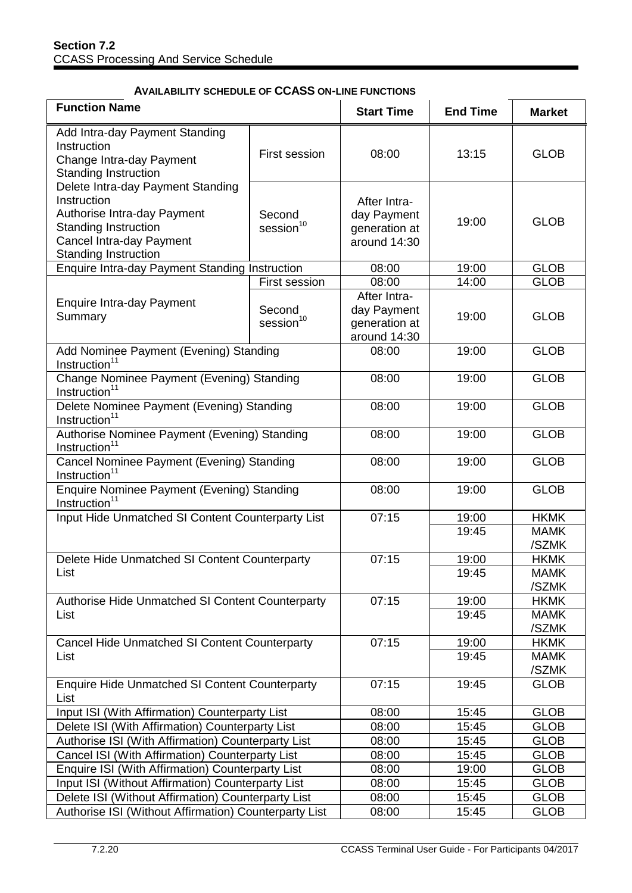**AVAILABILITY SCHEDULE OF CCASS ON-LINE FUNCTIONS**

| Function Name | | Start Time | End Time | Market |
|---|---|---|---|---|
| Add Intra-day Payment Standing Instruction<br>Change Intra-day Payment Standing Instruction<br>Delete Intra-day Payment Standing Instruction<br>Authorise Intra-day Payment Standing Instruction<br>Cancel Intra-day Payment Standing Instruction | First session | 08:00 | 13:15 | GLOB |
| | Second session[10] | After Intra-day Payment generation at around 14:30 | 19:00 | GLOB |
| Enquire Intra-day Payment Standing Instruction | | 08:00 | 19:00 | GLOB |
| Enquire Intra-day Payment Summary | First session | 08:00 | 14:00 | GLOB |
| | Second session[10] | After Intra-day Payment generation at around 14:30 | 19:00 | GLOB |
| Add Nominee Payment (Evening) Standing Instruction[11] | | 08:00 | 19:00 | GLOB |
| Change Nominee Payment (Evening) Standing Instruction[11] | | 08:00 | 19:00 | GLOB |
| Delete Nominee Payment (Evening) Standing Instruction[11] | | 08:00 | 19:00 | GLOB |
| Authorise Nominee Payment (Evening) Standing Instruction[11] | | 08:00 | 19:00 | GLOB |
| Cancel Nominee Payment (Evening) Standing Instruction[11] | | 08:00 | 19:00 | GLOB |
| Enquire Nominee Payment (Evening) Standing Instruction[11] | | 08:00 | 19:00 | GLOB |
| Input Hide Unmatched SI Content Counterparty List | | 07:15 | 19:00 | HKMK |
| | | | 19:45 | MAMK /SZMK |
| Delete Hide Unmatched SI Content Counterparty List | | 07:15 | 19:00 | HKMK |
| | | | 19:45 | MAMK /SZMK |
| Authorise Hide Unmatched SI Content Counterparty List | | 07:15 | 19:00 | HKMK |
| | | | 19:45 | MAMK /SZMK |
| Cancel Hide Unmatched SI Content Counterparty List | | 07:15 | 19:00 | HKMK |
| | | | 19:45 | MAMK /SZMK |
| Enquire Hide Unmatched SI Content Counterparty List | | 07:15 | 19:45 | GLOB |
| Input ISI (With Affirmation) Counterparty List | | 08:00 | 15:45 | GLOB |
| Delete ISI (With Affirmation) Counterparty List | | 08:00 | 15:45 | GLOB |
| Authorise ISI (With Affirmation) Counterparty List | | 08:00 | 15:45 | GLOB |
| Cancel ISI (With Affirmation) Counterparty List | | 08:00 | 15:45 | GLOB |
| Enquire ISI (With Affirmation) Counterparty List | | 08:00 | 19:00 | GLOB |
| Input ISI (Without Affirmation) Counterparty List | | 08:00 | 15:45 | GLOB |
| Delete ISI (Without Affirmation) Counterparty List | | 08:00 | 15:45 | GLOB |
| Authorise ISI (Without Affirmation) Counterparty List | | 08:00 | 15:45 | GLOB |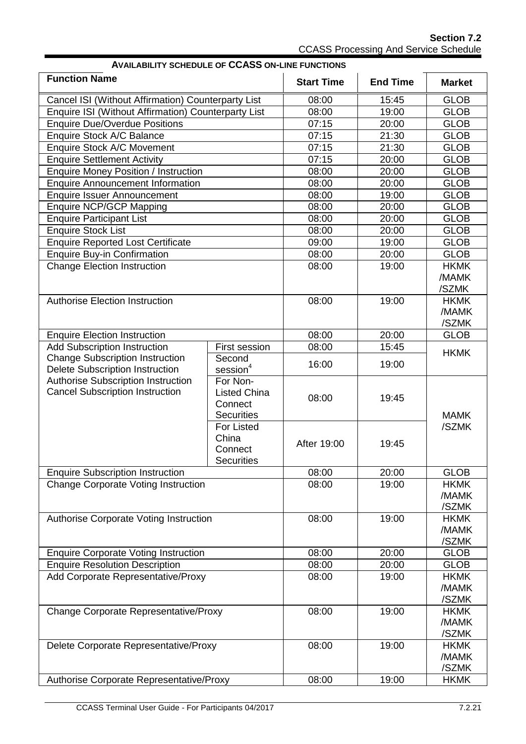**AVAILABILITY SCHEDULE OF CCASS ON-LINE FUNCTIONS**

| Function Name | | Start Time | End Time | Market |
|---|---|---|---|---|
| Cancel ISI (Without Affirmation) Counterparty List | | 08:00 | 15:45 | GLOB |
| Enquire ISI (Without Affirmation) Counterparty List | | 08:00 | 19:00 | GLOB |
| Enquire Due/Overdue Positions | | 07:15 | 20:00 | GLOB |
| Enquire Stock A/C Balance | | 07:15 | 21:30 | GLOB |
| Enquire Stock A/C Movement | | 07:15 | 21:30 | GLOB |
| Enquire Settlement Activity | | 07:15 | 20:00 | GLOB |
| Enquire Money Position / Instruction | | 08:00 | 20:00 | GLOB |
| Enquire Announcement Information | | 08:00 | 20:00 | GLOB |
| Enquire Issuer Announcement | | 08:00 | 19:00 | GLOB |
| Enquire NCP/GCP Mapping | | 08:00 | 20:00 | GLOB |
| Enquire Participant List | | 08:00 | 20:00 | GLOB |
| Enquire Stock List | | 08:00 | 20:00 | GLOB |
| Enquire Reported Lost Certificate | | 09:00 | 19:00 | GLOB |
| Enquire Buy-in Confirmation | | 08:00 | 20:00 | GLOB |
| Change Election Instruction | | 08:00 | 19:00 | HKMK /MAMK /SZMK |
| Authorise Election Instruction | | 08:00 | 19:00 | HKMK /MAMK /SZMK |
| Enquire Election Instruction | | 08:00 | 20:00 | GLOB |
| Add Subscription Instruction<br>Change Subscription Instruction<br>Delete Subscription Instruction<br>Authorise Subscription Instruction<br>Cancel Subscription Instruction | First session | 08:00 | 15:45 | HKMK |
| | Second session[4] | 16:00 | 19:00 | |
| | For Non-Listed China Connect Securities | 08:00 | 19:45 | MAMK /SZMK |
| | For Listed China Connect Securities | After 19:00 | 19:45 | |
| Enquire Subscription Instruction | | 08:00 | 20:00 | GLOB |
| Change Corporate Voting Instruction | | 08:00 | 19:00 | HKMK /MAMK /SZMK |
| Authorise Corporate Voting Instruction | | 08:00 | 19:00 | HKMK /MAMK /SZMK |
| Enquire Corporate Voting Instruction | | 08:00 | 20:00 | GLOB |
| Enquire Resolution Description | | 08:00 | 20:00 | GLOB |
| Add Corporate Representative/Proxy | | 08:00 | 19:00 | HKMK /MAMK /SZMK |
| Change Corporate Representative/Proxy | | 08:00 | 19:00 | HKMK /MAMK /SZMK |
| Delete Corporate Representative/Proxy | | 08:00 | 19:00 | HKMK /MAMK /SZMK |
| Authorise Corporate Representative/Proxy | | 08:00 | 19:00 | HKMK |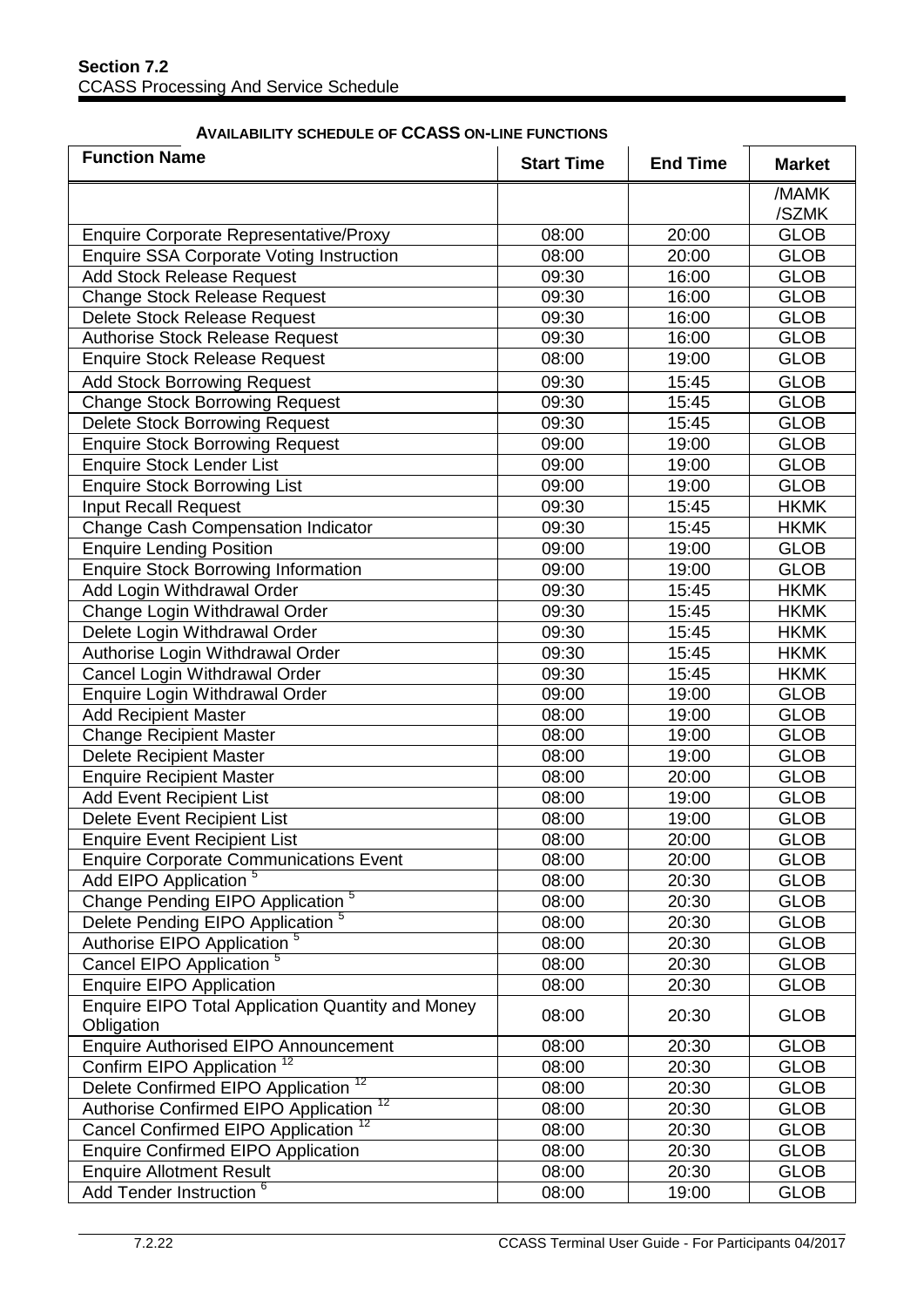**AVAILABILITY SCHEDULE OF CCASS ON-LINE FUNCTIONS**

| Function Name | Start Time | End Time | Market |
|---|---|---|---|
| | | | /MAMK /SZMK |
| Enquire Corporate Representative/Proxy | 08:00 | 20:00 | GLOB |
| Enquire SSA Corporate Voting Instruction | 08:00 | 20:00 | GLOB |
| Add Stock Release Request | 09:30 | 16:00 | GLOB |
| Change Stock Release Request | 09:30 | 16:00 | GLOB |
| Delete Stock Release Request | 09:30 | 16:00 | GLOB |
| Authorise Stock Release Request | 09:30 | 16:00 | GLOB |
| Enquire Stock Release Request | 08:00 | 19:00 | GLOB |
| Add Stock Borrowing Request | 09:30 | 15:45 | GLOB |
| Change Stock Borrowing Request | 09:30 | 15:45 | GLOB |
| Delete Stock Borrowing Request | 09:30 | 15:45 | GLOB |
| Enquire Stock Borrowing Request | 09:00 | 19:00 | GLOB |
| Enquire Stock Lender List | 09:00 | 19:00 | GLOB |
| Enquire Stock Borrowing List | 09:00 | 19:00 | GLOB |
| Input Recall Request | 09:30 | 15:45 | HKMK |
| Change Cash Compensation Indicator | 09:30 | 15:45 | HKMK |
| Enquire Lending Position | 09:00 | 19:00 | GLOB |
| Enquire Stock Borrowing Information | 09:00 | 19:00 | GLOB |
| Add Login Withdrawal Order | 09:30 | 15:45 | HKMK |
| Change Login Withdrawal Order | 09:30 | 15:45 | HKMK |
| Delete Login Withdrawal Order | 09:30 | 15:45 | HKMK |
| Authorise Login Withdrawal Order | 09:30 | 15:45 | HKMK |
| Cancel Login Withdrawal Order | 09:30 | 15:45 | HKMK |
| Enquire Login Withdrawal Order | 09:00 | 19:00 | GLOB |
| Add Recipient Master | 08:00 | 19:00 | GLOB |
| Change Recipient Master | 08:00 | 19:00 | GLOB |
| Delete Recipient Master | 08:00 | 19:00 | GLOB |
| Enquire Recipient Master | 08:00 | 20:00 | GLOB |
| Add Event Recipient List | 08:00 | 19:00 | GLOB |
| Delete Event Recipient List | 08:00 | 19:00 | GLOB |
| Enquire Event Recipient List | 08:00 | 20:00 | GLOB |
| Enquire Corporate Communications Event | 08:00 | 20:00 | GLOB |
| Add EIPO Application [5] | 08:00 | 20:30 | GLOB |
| Change Pending EIPO Application [5] | 08:00 | 20:30 | GLOB |
| Delete Pending EIPO Application [5] | 08:00 | 20:30 | GLOB |
| Authorise EIPO Application [5] | 08:00 | 20:30 | GLOB |
| Cancel EIPO Application [5] | 08:00 | 20:30 | GLOB |
| Enquire EIPO Application | 08:00 | 20:30 | GLOB |
| Enquire EIPO Total Application Quantity and Money Obligation | 08:00 | 20:30 | GLOB |
| Enquire Authorised EIPO Announcement | 08:00 | 20:30 | GLOB |
| Confirm EIPO Application [12] | 08:00 | 20:30 | GLOB |
| Delete Confirmed EIPO Application [12] | 08:00 | 20:30 | GLOB |
| Authorise Confirmed EIPO Application [12] | 08:00 | 20:30 | GLOB |
| Cancel Confirmed EIPO Application [12] | 08:00 | 20:30 | GLOB |
| Enquire Confirmed EIPO Application | 08:00 | 20:30 | GLOB |
| Enquire Allotment Result | 08:00 | 20:30 | GLOB |
| Add Tender Instruction [6] | 08:00 | 19:00 | GLOB |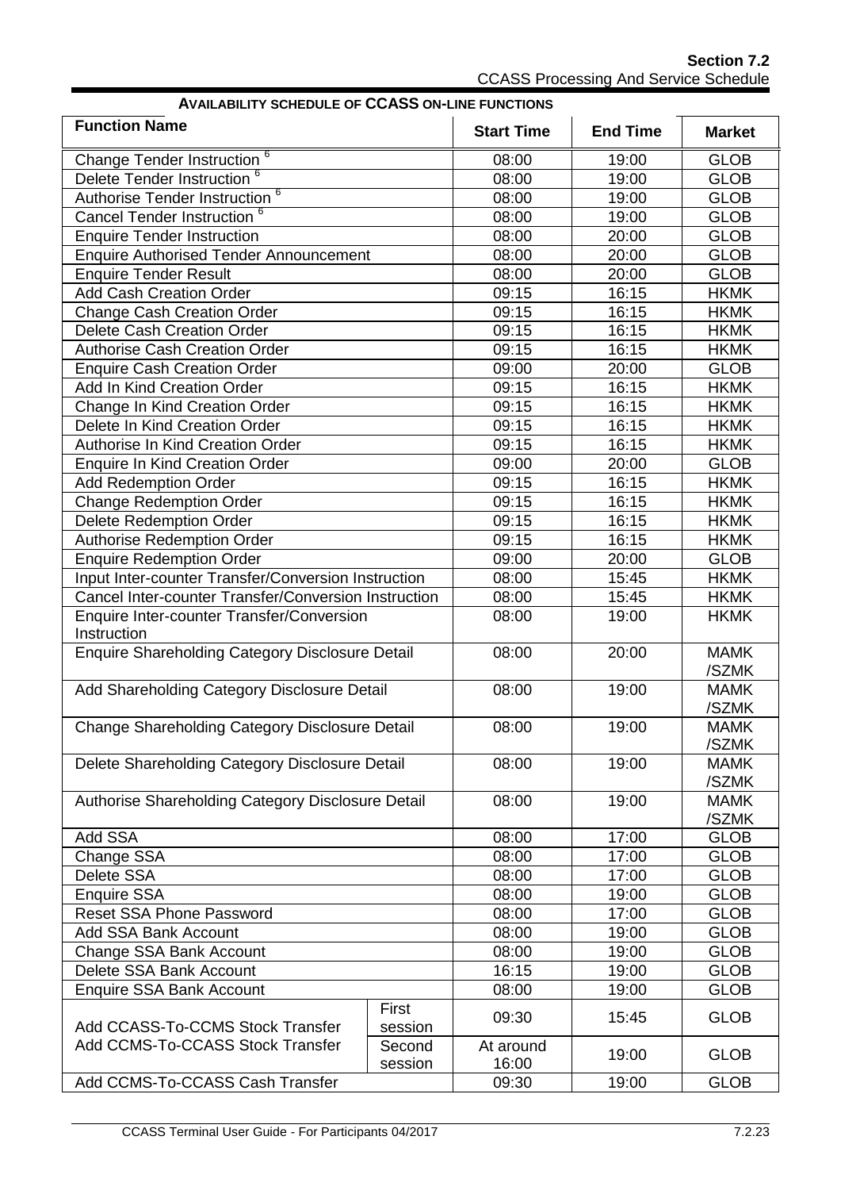**AVAILABILITY SCHEDULE OF CCASS ON-LINE FUNCTIONS**

| Function Name | | Start Time | End Time | Market |
|---|---|---|---|---|
| Change Tender Instruction [6] | | 08:00 | 19:00 | GLOB |
| Delete Tender Instruction [6] | | 08:00 | 19:00 | GLOB |
| Authorise Tender Instruction [6] | | 08:00 | 19:00 | GLOB |
| Cancel Tender Instruction [6] | | 08:00 | 19:00 | GLOB |
| Enquire Tender Instruction | | 08:00 | 20:00 | GLOB |
| Enquire Authorised Tender Announcement | | 08:00 | 20:00 | GLOB |
| Enquire Tender Result | | 08:00 | 20:00 | GLOB |
| Add Cash Creation Order | | 09:15 | 16:15 | HKMK |
| Change Cash Creation Order | | 09:15 | 16:15 | HKMK |
| Delete Cash Creation Order | | 09:15 | 16:15 | HKMK |
| Authorise Cash Creation Order | | 09:15 | 16:15 | HKMK |
| Enquire Cash Creation Order | | 09:00 | 20:00 | GLOB |
| Add In Kind Creation Order | | 09:15 | 16:15 | HKMK |
| Change In Kind Creation Order | | 09:15 | 16:15 | HKMK |
| Delete In Kind Creation Order | | 09:15 | 16:15 | HKMK |
| Authorise In Kind Creation Order | | 09:15 | 16:15 | HKMK |
| Enquire In Kind Creation Order | | 09:00 | 20:00 | GLOB |
| Add Redemption Order | | 09:15 | 16:15 | HKMK |
| Change Redemption Order | | 09:15 | 16:15 | HKMK |
| Delete Redemption Order | | 09:15 | 16:15 | HKMK |
| Authorise Redemption Order | | 09:15 | 16:15 | HKMK |
| Enquire Redemption Order | | 09:00 | 20:00 | GLOB |
| Input Inter-counter Transfer/Conversion Instruction | | 08:00 | 15:45 | HKMK |
| Cancel Inter-counter Transfer/Conversion Instruction | | 08:00 | 15:45 | HKMK |
| Enquire Inter-counter Transfer/Conversion Instruction | | 08:00 | 19:00 | HKMK |
| Enquire Shareholding Category Disclosure Detail | | 08:00 | 20:00 | MAMK /SZMK |
| Add Shareholding Category Disclosure Detail | | 08:00 | 19:00 | MAMK /SZMK |
| Change Shareholding Category Disclosure Detail | | 08:00 | 19:00 | MAMK /SZMK |
| Delete Shareholding Category Disclosure Detail | | 08:00 | 19:00 | MAMK /SZMK |
| Authorise Shareholding Category Disclosure Detail | | 08:00 | 19:00 | MAMK /SZMK |
| Add SSA | | 08:00 | 17:00 | GLOB |
| Change SSA | | 08:00 | 17:00 | GLOB |
| Delete SSA | | 08:00 | 17:00 | GLOB |
| Enquire SSA | | 08:00 | 19:00 | GLOB |
| Reset SSA Phone Password | | 08:00 | 17:00 | GLOB |
| Add SSA Bank Account | | 08:00 | 19:00 | GLOB |
| Change SSA Bank Account | | 08:00 | 19:00 | GLOB |
| Delete SSA Bank Account | | 16:15 | 19:00 | GLOB |
| Enquire SSA Bank Account | | 08:00 | 19:00 | GLOB |
| Add CCASS-To-CCMS Stock Transfer<br>Add CCMS-To-CCASS Stock Transfer | First session | 09:30 | 15:45 | GLOB |
| | Second session | At around 16:00 | 19:00 | GLOB |
| Add CCMS-To-CCASS Cash Transfer | | 09:30 | 19:00 | GLOB |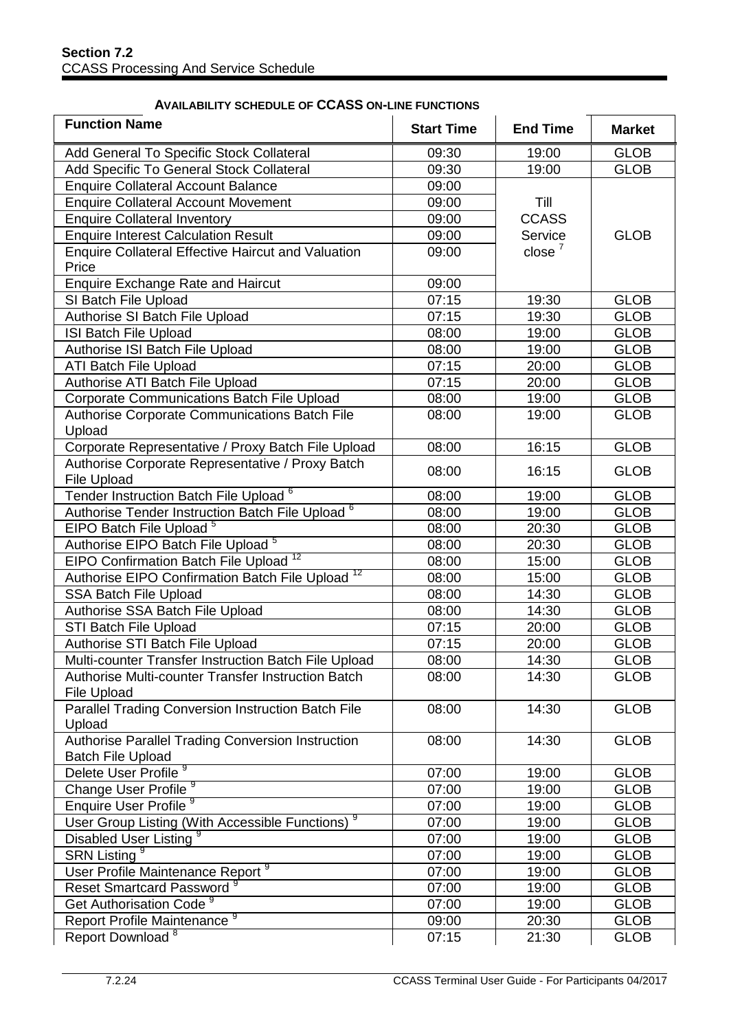**Section 7.2**
CCASS Processing And Service Schedule

**AVAILABILITY SCHEDULE OF CCASS ON-LINE FUNCTIONS**

| Function Name | Start Time | End Time | Market |
|---|---|---|---|
| Add General To Specific Stock Collateral | 09:30 | 19:00 | GLOB |
| Add Specific To General Stock Collateral | 09:30 | 19:00 | GLOB |
| Enquire Collateral Account Balance | 09:00 | Till CCASS Service close [7] | GLOB |
| Enquire Collateral Account Movement | 09:00 | | |
| Enquire Collateral Inventory | 09:00 | | |
| Enquire Interest Calculation Result | 09:00 | | |
| Enquire Collateral Effective Haircut and Valuation Price | 09:00 | | |
| Enquire Exchange Rate and Haircut | 09:00 | | |
| SI Batch File Upload | 07:15 | 19:30 | GLOB |
| Authorise SI Batch File Upload | 07:15 | 19:30 | GLOB |
| ISI Batch File Upload | 08:00 | 19:00 | GLOB |
| Authorise ISI Batch File Upload | 08:00 | 19:00 | GLOB |
| ATI Batch File Upload | 07:15 | 20:00 | GLOB |
| Authorise ATI Batch File Upload | 07:15 | 20:00 | GLOB |
| Corporate Communications Batch File Upload | 08:00 | 19:00 | GLOB |
| Authorise Corporate Communications Batch File Upload | 08:00 | 19:00 | GLOB |
| Corporate Representative / Proxy Batch File Upload | 08:00 | 16:15 | GLOB |
| Authorise Corporate Representative / Proxy Batch File Upload | 08:00 | 16:15 | GLOB |
| Tender Instruction Batch File Upload [6] | 08:00 | 19:00 | GLOB |
| Authorise Tender Instruction Batch File Upload [6] | 08:00 | 19:00 | GLOB |
| EIPO Batch File Upload [5] | 08:00 | 20:30 | GLOB |
| Authorise EIPO Batch File Upload [5] | 08:00 | 20:30 | GLOB |
| EIPO Confirmation Batch File Upload [12] | 08:00 | 15:00 | GLOB |
| Authorise EIPO Confirmation Batch File Upload [12] | 08:00 | 15:00 | GLOB |
| SSA Batch File Upload | 08:00 | 14:30 | GLOB |
| Authorise SSA Batch File Upload | 08:00 | 14:30 | GLOB |
| STI Batch File Upload | 07:15 | 20:00 | GLOB |
| Authorise STI Batch File Upload | 07:15 | 20:00 | GLOB |
| Multi-counter Transfer Instruction Batch File Upload | 08:00 | 14:30 | GLOB |
| Authorise Multi-counter Transfer Instruction Batch File Upload | 08:00 | 14:30 | GLOB |
| Parallel Trading Conversion Instruction Batch File Upload | 08:00 | 14:30 | GLOB |
| Authorise Parallel Trading Conversion Instruction Batch File Upload | 08:00 | 14:30 | GLOB |
| Delete User Profile [9] | 07:00 | 19:00 | GLOB |
| Change User Profile [9] | 07:00 | 19:00 | GLOB |
| Enquire User Profile [9] | 07:00 | 19:00 | GLOB |
| User Group Listing (With Accessible Functions) [9] | 07:00 | 19:00 | GLOB |
| Disabled User Listing [9] | 07:00 | 19:00 | GLOB |
| SRN Listing [9] | 07:00 | 19:00 | GLOB |
| User Profile Maintenance Report [9] | 07:00 | 19:00 | GLOB |
| Reset Smartcard Password [9] | 07:00 | 19:00 | GLOB |
| Get Authorisation Code [9] | 07:00 | 19:00 | GLOB |
| Report Profile Maintenance [9] | 09:00 | 20:30 | GLOB |
| Report Download [8] | 07:15 | 21:30 | GLOB |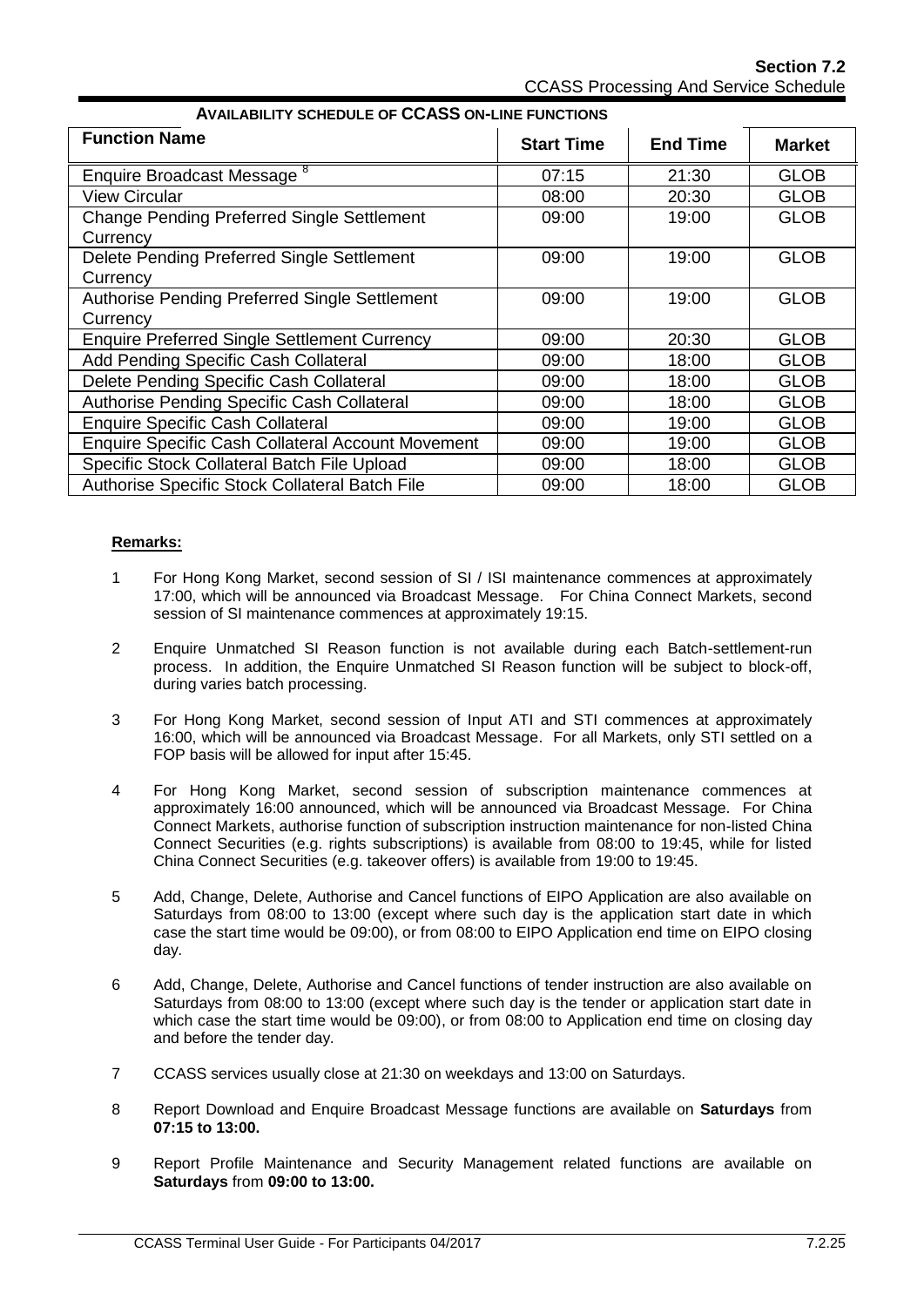**AVAILABILITY SCHEDULE OF CCASS ON-LINE FUNCTIONS**

| Function Name | Start Time | End Time | Market |
|---|---|---|---|
| Enquire Broadcast Message [8] | 07:15 | 21:30 | GLOB |
| View Circular | 08:00 | 20:30 | GLOB |
| Change Pending Preferred Single Settlement Currency | 09:00 | 19:00 | GLOB |
| Delete Pending Preferred Single Settlement Currency | 09:00 | 19:00 | GLOB |
| Authorise Pending Preferred Single Settlement Currency | 09:00 | 19:00 | GLOB |
| Enquire Preferred Single Settlement Currency | 09:00 | 20:30 | GLOB |
| Add Pending Specific Cash Collateral | 09:00 | 18:00 | GLOB |
| Delete Pending Specific Cash Collateral | 09:00 | 18:00 | GLOB |
| Authorise Pending Specific Cash Collateral | 09:00 | 18:00 | GLOB |
| Enquire Specific Cash Collateral | 09:00 | 19:00 | GLOB |
| Enquire Specific Cash Collateral Account Movement | 09:00 | 19:00 | GLOB |
| Specific Stock Collateral Batch File Upload | 09:00 | 18:00 | GLOB |
| Authorise Specific Stock Collateral Batch File | 09:00 | 18:00 | GLOB |

**Remarks:**

1. For Hong Kong Market, second session of SI / ISI maintenance commences at approximately 17:00, which will be announced via Broadcast Message. For China Connect Markets, second session of SI maintenance commences at approximately 19:15.

2. Enquire Unmatched SI Reason function is not available during each Batch-settlement-run process. In addition, the Enquire Unmatched SI Reason function will be subject to block-off, during varies batch processing.

3. For Hong Kong Market, second session of Input ATI and STI commences at approximately 16:00, which will be announced via Broadcast Message. For all Markets, only STI settled on a FOP basis will be allowed for input after 15:45.

4. For Hong Kong Market, second session of subscription maintenance commences at approximately 16:00 announced, which will be announced via Broadcast Message. For China Connect Markets, authorise function of subscription instruction maintenance for non-listed China Connect Securities (e.g. rights subscriptions) is available from 08:00 to 19:45, while for listed China Connect Securities (e.g. takeover offers) is available from 19:00 to 19:45.

5. Add, Change, Delete, Authorise and Cancel functions of EIPO Application are also available on Saturdays from 08:00 to 13:00 (except where such day is the application start date in which case the start time would be 09:00), or from 08:00 to EIPO Application end time on EIPO closing day.

6. Add, Change, Delete, Authorise and Cancel functions of tender instruction are also available on Saturdays from 08:00 to 13:00 (except where such day is the tender or application start date in which case the start time would be 09:00), or from 08:00 to Application end time on closing day and before the tender day.

7. CCASS services usually close at 21:30 on weekdays and 13:00 on Saturdays.

8. Report Download and Enquire Broadcast Message functions are available on **Saturdays** from **07:15 to 13:00.**

9. Report Profile Maintenance and Security Management related functions are available on **Saturdays** from **09:00 to 13:00.**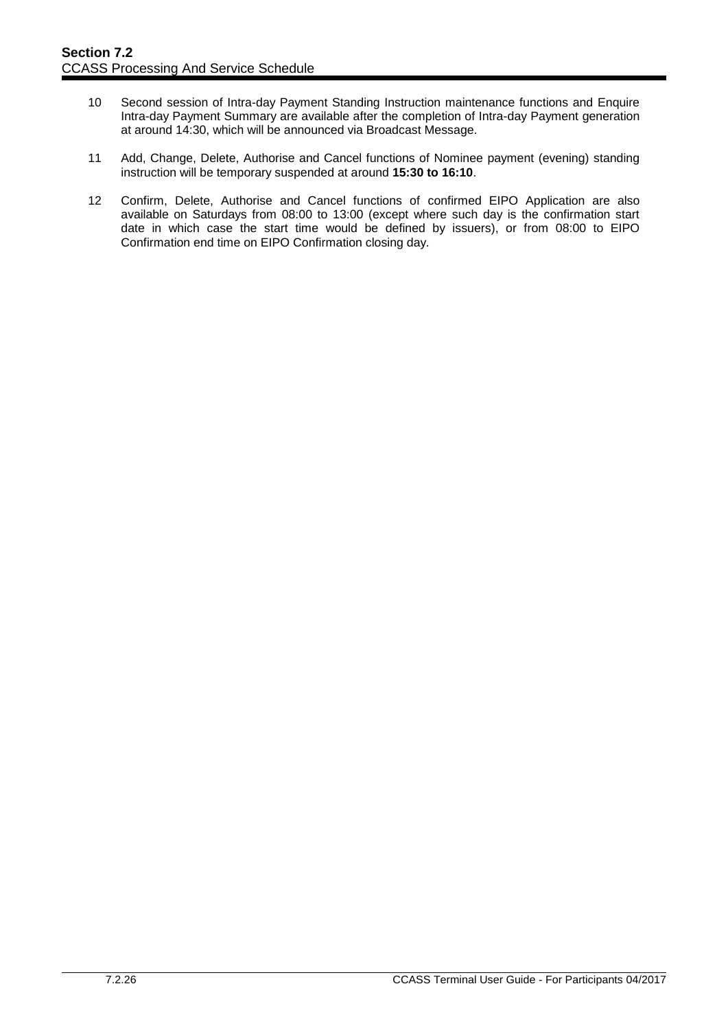10 Second session of Intra-day Payment Standing Instruction maintenance functions and Enquire Intra-day Payment Summary are available after the completion of Intra-day Payment generation at around 14:30, which will be announced via Broadcast Message.

11 Add, Change, Delete, Authorise and Cancel functions of Nominee payment (evening) standing instruction will be temporary suspended at around **15:30 to 16:10**.

12 Confirm, Delete, Authorise and Cancel functions of confirmed EIPO Application are also available on Saturdays from 08:00 to 13:00 (except where such day is the confirmation start date in which case the start time would be defined by issuers), or from 08:00 to EIPO Confirmation end time on EIPO Confirmation closing day.